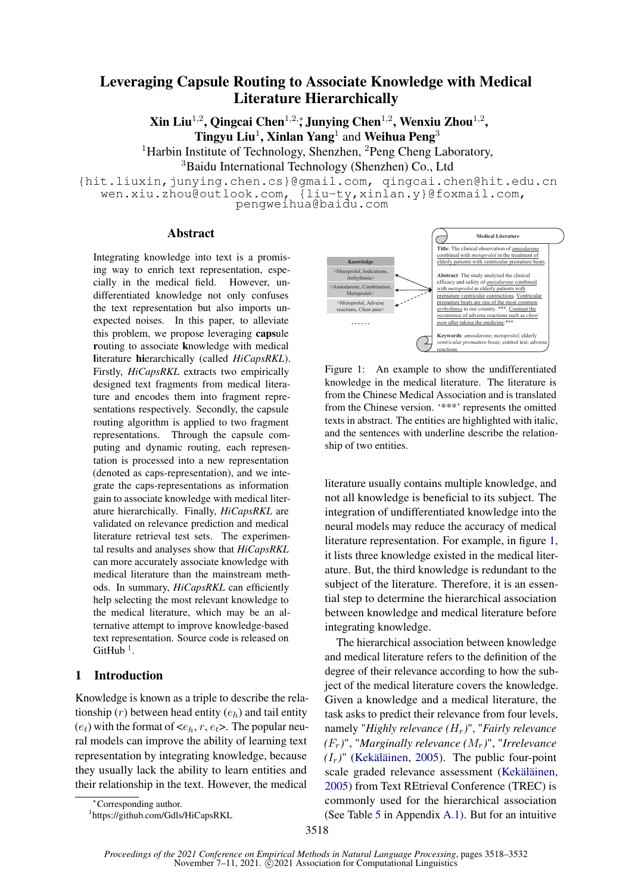# Leveraging Capsule Routing to Associate Knowledge with Medical Literature Hierarchically

**Xin Liu**[1,2], **Qingcai Chen**[1,2,*], **Junying Chen**[1,2], **Wenxiu Zhou**[1,2], **Tingyu Liu**[1], **Xinlan Yang**[1] and **Weihua Peng**[3]

[1]Harbin Institute of Technology, Shenzhen, [2]Peng Cheng Laboratory, [3]Baidu International Technology (Shenzhen) Co., Ltd

{hit.liuxin,junying.chen.cs}@gmail.com, qingcai.chen@hit.edu.cn
wen.xiu.zhou@outlook.com, {liu-ty,xinlan.y}@foxmail.com, pengweihua@baidu.com

## Abstract

Integrating knowledge into text is a promising way to enrich text representation, especially in the medical field. However, undifferentiated knowledge not only confuses the text representation but also imports unexpected noises. In this paper, to alleviate this problem, we propose leveraging **caps**ule **r**outing to associate **k**nowledge with medical **l**iterature **hi**erarchically (called *HiCapsRKL*). Firstly, *HiCapsRKL* extracts two empirically designed text fragments from medical literature and encodes them into fragment representations respectively. Secondly, the capsule routing algorithm is applied to two fragment representations. Through the capsule computing and dynamic routing, each representation is processed into a new representation (denoted as caps-representation), and we integrate the caps-representations as information gain to associate knowledge with medical literature hierarchically. Finally, *HiCapsRKL* are validated on relevance prediction and medical literature retrieval test sets. The experimental results and analyses show that *HiCapsRKL* can more accurately associate knowledge with medical literature than the mainstream methods. In summary, *HiCapsRKL* can efficiently help selecting the most relevant knowledge to the medical literature, which may be an alternative attempt to improve knowledge-based text representation. Source code is released on GitHub [1].

## 1 Introduction

Knowledge is known as a triple to describe the relationship ($r$) between head entity ($e_h$) and tail entity ($e_t$) with the format of <$e_h$, $r$, $e_t$>. The popular neural models can improve the ability of learning text representation by integrating knowledge, because they usually lack the ability to learn entities and their relationship in the text. However, the medical literature usually contains multiple knowledge, and not all knowledge is beneficial to its subject. The integration of undifferentiated knowledge into the neural models may reduce the accuracy of medical literature representation. For example, in figure 1, it lists three knowledge existed in the medical literature. But, the third knowledge is redundant to the subject of the literature. Therefore, it is an essential step to determine the hierarchical association between knowledge and medical literature before integrating knowledge.

| Knowledge |
| --- |
| <Metoprolol, Indications, Arrhythmia> |
| <Amiodarone, Combination, Metoprolol> |
| <Metoprolol, Adverse reactions, Chest pain> |
| …… |

**Medical Literature**

**Title**: The clinical observation of *amiodarone* combined with *metoprolol* in the treatment of elderly patients with ventricular premature beats.

**Abstract**: The study analyzed the clinical efficacy and safety of *amiodarone* combined with *metoprolol* in elderly patients with premature ventricular contractions. Ventricular premature beats are one of the most common *arrhythmia* in our country. ***. Contrast the occurrence of adverse reactions such as *chest pain* after taking the medicine.***

**Keywords**: *amiodarone*; *metoprolol*; elderly *ventricular premature beats*; control test; adverse reactions

Figure 1: An example to show the undifferentiated knowledge in the medical literature. The literature is from the Chinese Medical Association and is translated from the Chinese version. '***' represents the omitted texts in abstract. The entities are highlighted with italic, and the sentences with underline describe the relationship of two entities.

The hierarchical association between knowledge and medical literature refers to the definition of the degree of their relevance according to how the subject of the medical literature covers the knowledge. Given a knowledge and a medical literature, the task asks to predict their relevance from four levels, namely "*Highly relevance* ($H_r$)", "*Fairly relevance* ($F_r$)", "*Marginally relevance* ($M_r$)", "*Irrelevance* ($I_r$)" (Kekäläinen, 2005). The public four-point scale graded relevance assessment (Kekäläinen, 2005) from Text REtrieval Conference (TREC) is commonly used for the hierarchical association (See Table 5 in Appendix A.1). But for an intuitive

*Corresponding author.

[1]https://github.com/Gdls/HiCapsRKL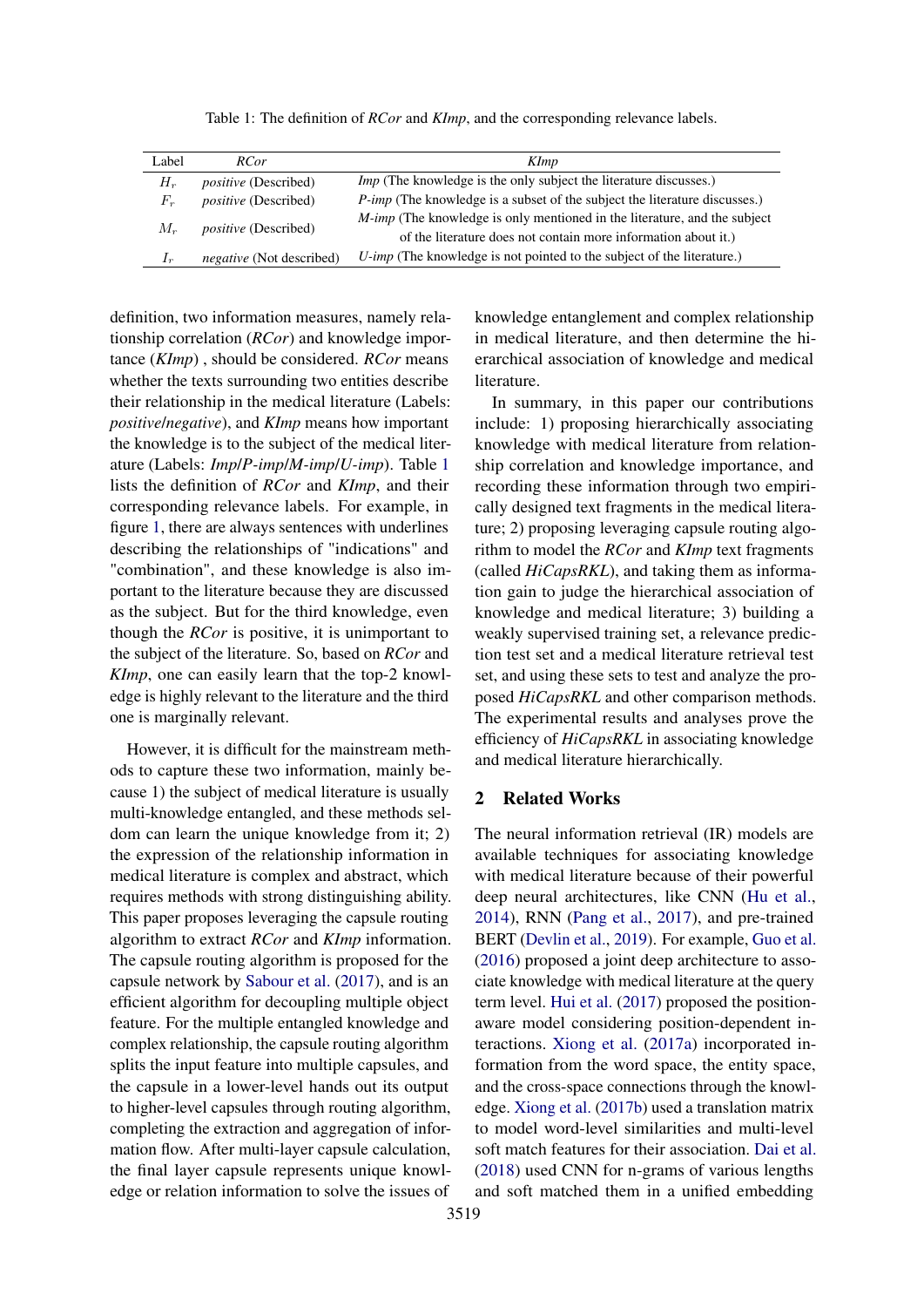Table 1: The definition of *RCor* and *KImp*, and the corresponding relevance labels.

| Label | *RCor* | *KImp* |
|---|---|---|
| $H_r$ | *positive* (Described) | *Imp* (The knowledge is the only subject the literature discusses.) |
| $F_r$ | *positive* (Described) | *P-imp* (The knowledge is a subset of the subject the literature discusses.) |
| $M_r$ | *positive* (Described) | *M-imp* (The knowledge is only mentioned in the literature, and the subject of the literature does not contain more information about it.) |
| $I_r$ | *negative* (Not described) | *U-imp* (The knowledge is not pointed to the subject of the literature.) |

definition, two information measures, namely relationship correlation (*RCor*) and knowledge importance (*KImp*) , should be considered. *RCor* means whether the texts surrounding two entities describe their relationship in the medical literature (Labels: *positive*/*negative*), and *KImp* means how important the knowledge is to the subject of the medical literature (Labels: *Imp*/*P-imp*/*M-imp*/*U-imp*). Table 1 lists the definition of *RCor* and *KImp*, and their corresponding relevance labels. For example, in figure 1, there are always sentences with underlines describing the relationships of "indications" and "combination", and these knowledge is also important to the literature because they are discussed as the subject. But for the third knowledge, even though the *RCor* is positive, it is unimportant to the subject of the literature. So, based on *RCor* and *KImp*, one can easily learn that the top-2 knowledge is highly relevant to the literature and the third one is marginally relevant.

However, it is difficult for the mainstream methods to capture these two information, mainly because 1) the subject of medical literature is usually multi-knowledge entangled, and these methods seldom can learn the unique knowledge from it; 2) the expression of the relationship information in medical literature is complex and abstract, which requires methods with strong distinguishing ability. This paper proposes leveraging the capsule routing algorithm to extract *RCor* and *KImp* information. The capsule routing algorithm is proposed for the capsule network by Sabour et al. (2017), and is an efficient algorithm for decoupling multiple object feature. For the multiple entangled knowledge and complex relationship, the capsule routing algorithm splits the input feature into multiple capsules, and the capsule in a lower-level hands out its output to higher-level capsules through routing algorithm, completing the extraction and aggregation of information flow. After multi-layer capsule calculation, the final layer capsule represents unique knowledge or relation information to solve the issues of knowledge entanglement and complex relationship in medical literature, and then determine the hierarchical association of knowledge and medical literature.

In summary, in this paper our contributions include: 1) proposing hierarchically associating knowledge with medical literature from relationship correlation and knowledge importance, and recording these information through two empirically designed text fragments in the medical literature; 2) proposing leveraging capsule routing algorithm to model the *RCor* and *KImp* text fragments (called *HiCapsRKL*), and taking them as information gain to judge the hierarchical association of knowledge and medical literature; 3) building a weakly supervised training set, a relevance prediction test set and a medical literature retrieval test set, and using these sets to test and analyze the proposed *HiCapsRKL* and other comparison methods. The experimental results and analyses prove the efficiency of *HiCapsRKL* in associating knowledge and medical literature hierarchically.

## 2 Related Works

The neural information retrieval (IR) models are available techniques for associating knowledge with medical literature because of their powerful deep neural architectures, like CNN (Hu et al., 2014), RNN (Pang et al., 2017), and pre-trained BERT (Devlin et al., 2019). For example, Guo et al. (2016) proposed a joint deep architecture to associate knowledge with medical literature at the query term level. Hui et al. (2017) proposed the position-aware model considering position-dependent interactions. Xiong et al. (2017a) incorporated information from the word space, the entity space, and the cross-space connections through the knowledge. Xiong et al. (2017b) used a translation matrix to model word-level similarities and multi-level soft match features for their association. Dai et al. (2018) used CNN for n-grams of various lengths and soft matched them in a unified embedding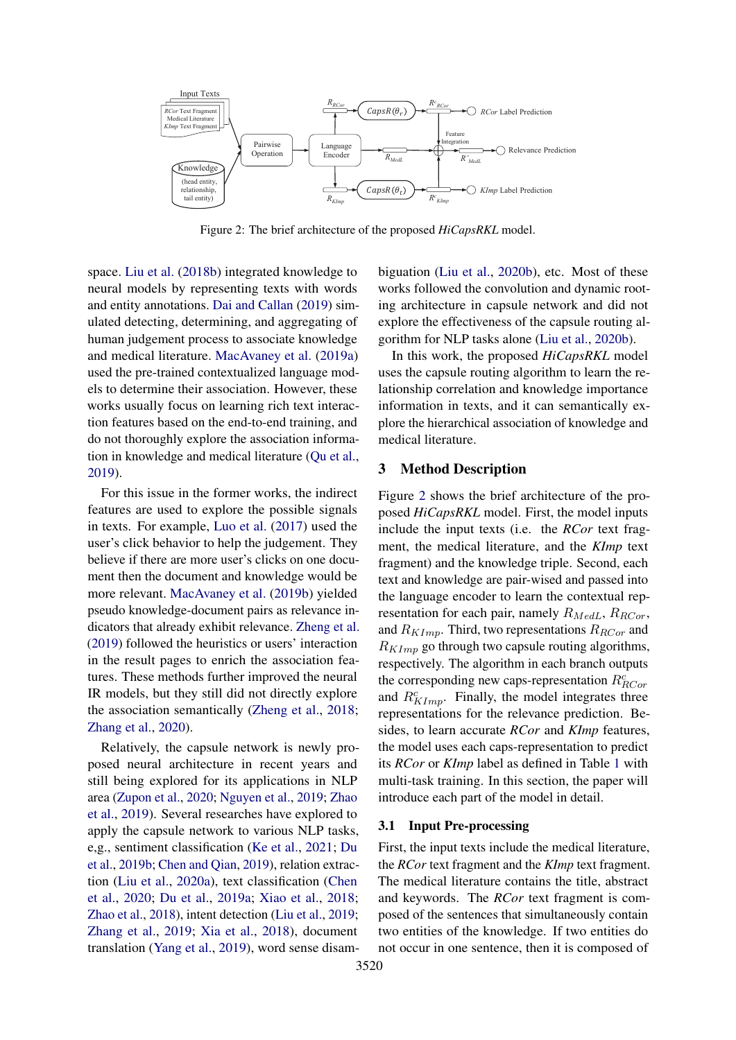Figure 2: The brief architecture of the proposed *HiCapsRKL* model.

space. Liu et al. (2018b) integrated knowledge to neural models by representing texts with words and entity annotations. Dai and Callan (2019) simulated detecting, determining, and aggregating of human judgement process to associate knowledge and medical literature. MacAvaney et al. (2019a) used the pre-trained contextualized language models to determine their association. However, these works usually focus on learning rich text interaction features based on the end-to-end training, and do not thoroughly explore the association information in knowledge and medical literature (Qu et al., 2019).

For this issue in the former works, the indirect features are used to explore the possible signals in texts. For example, Luo et al. (2017) used the user's click behavior to help the judgement. They believe if there are more user's clicks on one document then the document and knowledge would be more relevant. MacAvaney et al. (2019b) yielded pseudo knowledge-document pairs as relevance indicators that already exhibit relevance. Zheng et al. (2019) followed the heuristics or users' interaction in the result pages to enrich the association features. These methods further improved the neural IR models, but they still did not directly explore the association semantically (Zheng et al., 2018; Zhang et al., 2020).

Relatively, the capsule network is newly proposed neural architecture in recent years and still being explored for its applications in NLP area (Zupon et al., 2020; Nguyen et al., 2019; Zhao et al., 2019). Several researches have explored to apply the capsule network to various NLP tasks, e,g., sentiment classification (Ke et al., 2021; Du et al., 2019b; Chen and Qian, 2019), relation extraction (Liu et al., 2020a), text classification (Chen et al., 2020; Du et al., 2019a; Xiao et al., 2018; Zhao et al., 2018), intent detection (Liu et al., 2019; Zhang et al., 2019; Xia et al., 2018), document translation (Yang et al., 2019), word sense disambiguation (Liu et al., 2020b), etc. Most of these works followed the convolution and dynamic rooting architecture in capsule network and did not explore the effectiveness of the capsule routing algorithm for NLP tasks alone (Liu et al., 2020b).

In this work, the proposed *HiCapsRKL* model uses the capsule routing algorithm to learn the relationship correlation and knowledge importance information in texts, and it can semantically explore the hierarchical association of knowledge and medical literature.

## 3 Method Description

Figure 2 shows the brief architecture of the proposed *HiCapsRKL* model. First, the model inputs include the input texts (i.e. the *RCor* text fragment, the medical literature, and the *KImp* text fragment) and the knowledge triple. Second, each text and knowledge are pair-wised and passed into the language encoder to learn the contextual representation for each pair, namely $R_{MedL}$, $R_{RCor}$, and $R_{KImp}$. Third, two representations $R_{RCor}$ and $R_{KImp}$ go through two capsule routing algorithms, respectively. The algorithm in each branch outputs the corresponding new caps-representation $R^{c}_{RCor}$ and $R^{c}_{KImp}$. Finally, the model integrates three representations for the relevance prediction. Besides, to learn accurate *RCor* and *KImp* features, the model uses each caps-representation to predict its *RCor* or *KImp* label as defined in Table 1 with multi-task training. In this section, the paper will introduce each part of the model in detail.

### 3.1 Input Pre-processing

First, the input texts include the medical literature, the *RCor* text fragment and the *KImp* text fragment. The medical literature contains the title, abstract and keywords. The *RCor* text fragment is composed of the sentences that simultaneously contain two entities of the knowledge. If two entities do not occur in one sentence, then it is composed of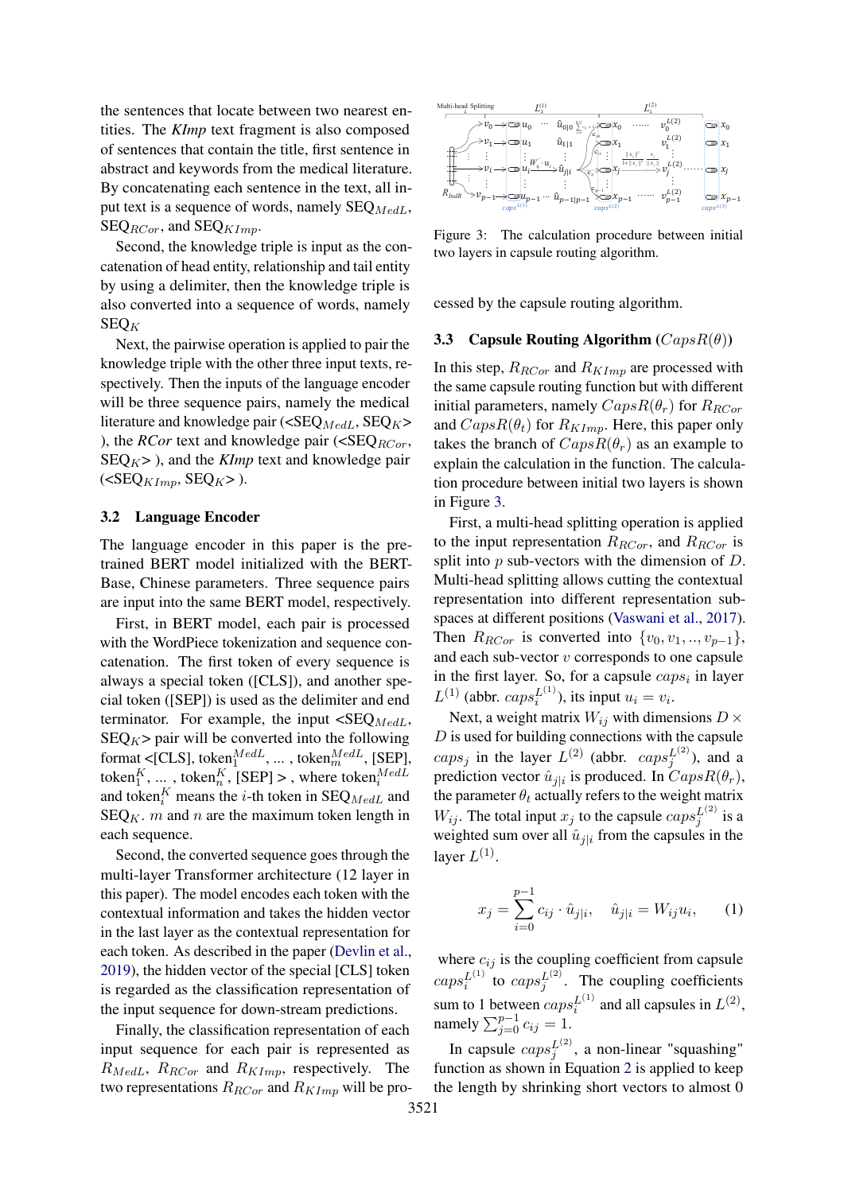the sentences that locate between two nearest entities. The ***KImp*** text fragment is also composed of sentences that contain the title, first sentence in abstract and keywords from the medical literature. By concatenating each sentence in the text, all input text is a sequence of words, namely $\text{SEQ}_{MedL}$, $\text{SEQ}_{RCor}$, and $\text{SEQ}_{KImp}$.

Second, the knowledge triple is input as the concatenation of head entity, relationship and tail entity by using a delimiter, then the knowledge triple is also converted into a sequence of words, namely $\text{SEQ}_{K}$

Next, the pairwise operation is applied to pair the knowledge triple with the other three input texts, respectively. Then the inputs of the language encoder will be three sequence pairs, namely the medical literature and knowledge pair (<$\text{SEQ}_{MedL}$, $\text{SEQ}_{K}$> ), the ***RCor*** text and knowledge pair (<$\text{SEQ}_{RCor}$, $\text{SEQ}_{K}$> ), and the ***KImp*** text and knowledge pair (<$\text{SEQ}_{KImp}$, $\text{SEQ}_{K}$> ).

## 3.2 Language Encoder

The language encoder in this paper is the pre-trained BERT model initialized with the BERT-Base, Chinese parameters. Three sequence pairs are input into the same BERT model, respectively.

First, in BERT model, each pair is processed with the WordPiece tokenization and sequence concatenation. The first token of every sequence is always a special token ([CLS]), and another special token ([SEP]) is used as the delimiter and end terminator. For example, the input <$\text{SEQ}_{MedL}$, $\text{SEQ}_{K}$> pair will be converted into the following format <[CLS], $\text{token}_1^{MedL}$, ... , $\text{token}_m^{MedL}$, [SEP], $\text{token}_1^{K}$, ... , $\text{token}_n^{K}$, [SEP] > , where $\text{token}_i^{MedL}$ and $\text{token}_i^{K}$ means the $i$-th token in $\text{SEQ}_{MedL}$ and $\text{SEQ}_{K}$. $m$ and $n$ are the maximum token length in each sequence.

Second, the converted sequence goes through the multi-layer Transformer architecture (12 layer in this paper). The model encodes each token with the contextual information and takes the hidden vector in the last layer as the contextual representation for each token. As described in the paper (Devlin et al., 2019), the hidden vector of the special [CLS] token is regarded as the classification representation of the input sequence for down-stream predictions.

Finally, the classification representation of each input sequence for each pair is represented as $R_{MedL}$, $R_{RCor}$ and $R_{KImp}$, respectively. The two representations $R_{RCor}$ and $R_{KImp}$ will be processed by the capsule routing algorithm.

Figure 3: The calculation procedure between initial two layers in capsule routing algorithm.

## 3.3 Capsule Routing Algorithm ($CapsR(\theta)$)

In this step, $R_{RCor}$ and $R_{KImp}$ are processed with the same capsule routing function but with different initial parameters, namely $CapsR(\theta_r)$ for $R_{RCor}$ and $CapsR(\theta_t)$ for $R_{KImp}$. Here, this paper only takes the branch of $CapsR(\theta_r)$ as an example to explain the calculation in the function. The calculation procedure between initial two layers is shown in Figure 3.

First, a multi-head splitting operation is applied to the input representation $R_{RCor}$, and $R_{RCor}$ is split into $p$ sub-vectors with the dimension of $D$. Multi-head splitting allows cutting the contextual representation into different representation subspaces at different positions (Vaswani et al., 2017). Then $R_{RCor}$ is converted into $\{v_0, v_1, .., v_{p-1}\}$, and each sub-vector $v$ corresponds to one capsule in the first layer. So, for a capsule $caps_i$ in layer $L^{(1)}$ (abbr. $caps_i^{L^{(1)}}$), its input $u_i = v_i$.

Next, a weight matrix $W_{ij}$ with dimensions $D \times D$ is used for building connections with the capsule $caps_j$ in the layer $L^{(2)}$ (abbr. $caps_j^{L^{(2)}}$), and a prediction vector $\hat{u}_{j|i}$ is produced. In $CapsR(\theta_r)$, the parameter $\theta_t$ actually refers to the weight matrix $W_{ij}$. The total input $x_j$ to the capsule $caps_j^{L^{(2)}}$ is a weighted sum over all $\hat{u}_{j|i}$ from the capsules in the layer $L^{(1)}$.

$$x_j = \sum_{i=0}^{p-1} c_{ij} \cdot \hat{u}_{j|i}, \quad \hat{u}_{j|i} = W_{ij} u_i, \qquad (1)$$

where $c_{ij}$ is the coupling coefficient from capsule $caps_i^{L^{(1)}}$ to $caps_j^{L^{(2)}}$. The coupling coefficients sum to 1 between $caps_i^{L^{(1)}}$ and all capsules in $L^{(2)}$, namely $\sum_{j=0}^{p-1} c_{ij} = 1$.

In capsule $caps_j^{L^{(2)}}$, a non-linear "squashing" function as shown in Equation 2 is applied to keep the length by shrinking short vectors to almost 0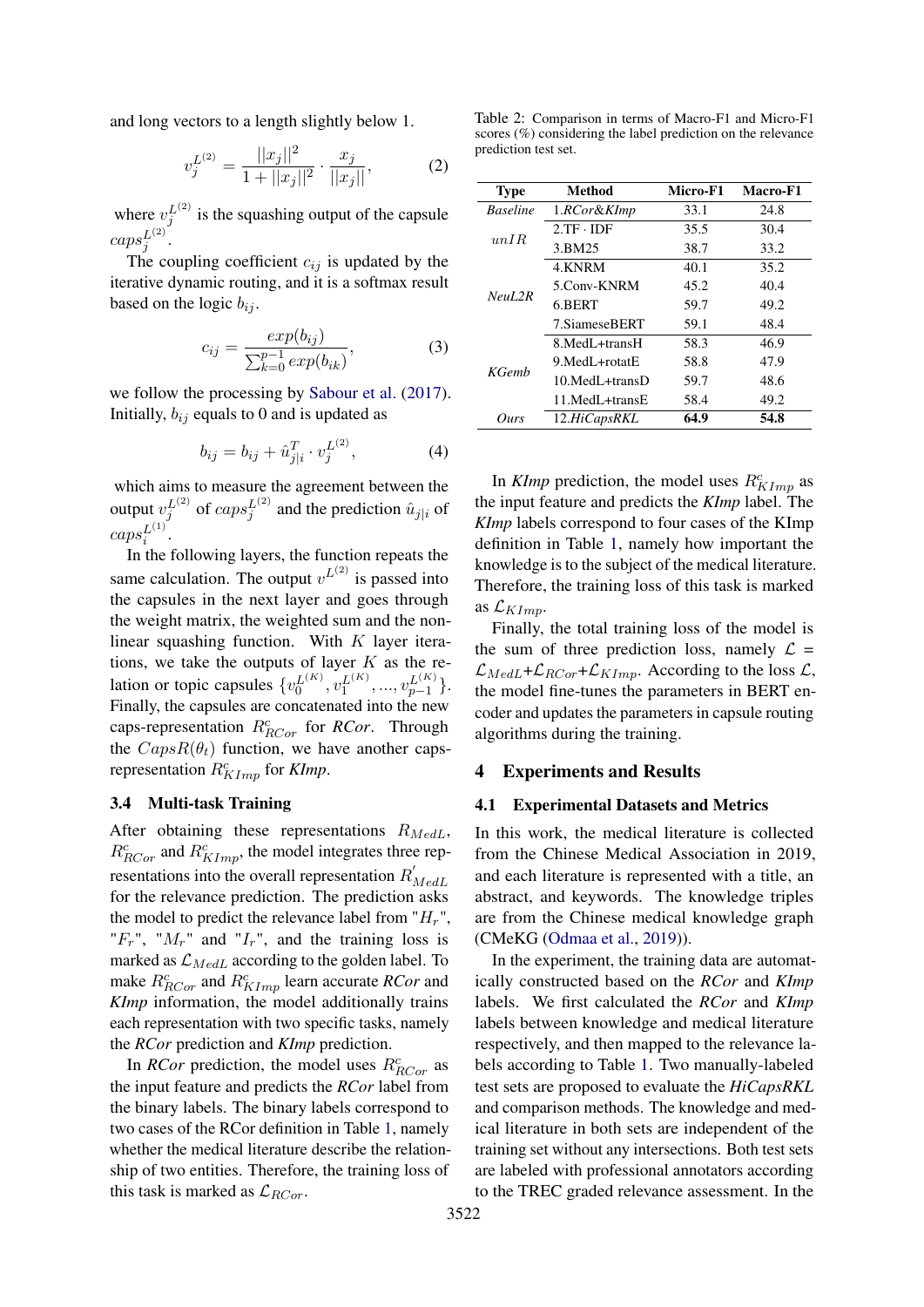and long vectors to a length slightly below 1.

$$v_j^{L^{(2)}} = \frac{||x_j||^2}{1+||x_j||^2} \cdot \frac{x_j}{||x_j||}, \tag{2}$$

where $v_j^{L^{(2)}}$ is the squashing output of the capsule $caps_j^{L^{(2)}}$.

The coupling coefficient $c_{ij}$ is updated by the iterative dynamic routing, and it is a softmax result based on the logic $b_{ij}$.

$$c_{ij} = \frac{exp(b_{ij})}{\sum_{k=0}^{p-1} exp(b_{ik})}, \tag{3}$$

we follow the processing by Sabour et al. (2017). Initially, $b_{ij}$ equals to 0 and is updated as

$$b_{ij} = b_{ij} + \hat{u}_{j|i}^T \cdot v_j^{L^{(2)}}, \tag{4}$$

which aims to measure the agreement between the output $v_j^{L^{(2)}}$ of $caps_j^{L^{(2)}}$ and the prediction $\hat{u}_{j|i}$ of $caps_i^{L^{(1)}}$.

In the following layers, the function repeats the same calculation. The output $v^{L^{(2)}}$ is passed into the capsules in the next layer and goes through the weight matrix, the weighted sum and the nonlinear squashing function. With $K$ layer iterations, we take the outputs of layer $K$ as the relation or topic capsules $\{v_0^{L^{(K)}}, v_1^{L^{(K)}}, ..., v_{p-1}^{L^{(K)}}\}$. Finally, the capsules are concatenated into the new caps-representation $R_{RCor}^c$ for *RCor*. Through the $CapsR(\theta_t)$ function, we have another caps-representation $R_{KImp}^c$ for *KImp*.

### 3.4 Multi-task Training

After obtaining these representations $R_{MedL}$, $R_{RCor}^c$ and $R_{KImp}^c$, the model integrates three representations into the overall representation $R_{MedL}^{'}$ for the relevance prediction. The prediction asks the model to predict the relevance label from "$H_r$", "$F_r$", "$M_r$" and "$I_r$", and the training loss is marked as $\mathcal{L}_{MedL}$ according to the golden label. To make $R_{RCor}^c$ and $R_{KImp}^c$ learn accurate *RCor* and *KImp* information, the model additionally trains each representation with two specific tasks, namely the *RCor* prediction and *KImp* prediction.

In *RCor* prediction, the model uses $R_{RCor}^c$ as the input feature and predicts the *RCor* label from the binary labels. The binary labels correspond to two cases of the RCor definition in Table 1, namely whether the medical literature describe the relationship of two entities. Therefore, the training loss of this task is marked as $\mathcal{L}_{RCor}$.

Table 2: Comparison in terms of Macro-F1 and Micro-F1 scores (%) considering the label prediction on the relevance prediction test set.

| Type | Method | Micro-F1 | Macro-F1 |
|---|---|---|---|
| *Baseline* | 1.*RCor&KImp* | 33.1 | 24.8 |
| *unIR* | 2.TF · IDF | 35.5 | 30.4 |
| | 3.BM25 | 38.7 | 33.2 |
| *NeuL2R* | 4.KNRM | 40.1 | 35.2 |
| | 5.Conv-KNRM | 45.2 | 40.4 |
| | 6.BERT | 59.7 | 49.2 |
| | 7.SiameseBERT | 59.1 | 48.4 |
| *KGemb* | 8.MedL+transH | 58.3 | 46.9 |
| | 9.MedL+rotatE | 58.8 | 47.9 |
| | 10.MedL+transD | 59.7 | 48.6 |
| | 11.MedL+transE | 58.4 | 49.2 |
| *Ours* | 12.*HiCapsRKL* | **64.9** | **54.8** |

In *KImp* prediction, the model uses $R_{KImp}^c$ as the input feature and predicts the *KImp* label. The *KImp* labels correspond to four cases of the KImp definition in Table 1, namely how important the knowledge is to the subject of the medical literature. Therefore, the training loss of this task is marked as $\mathcal{L}_{KImp}$.

Finally, the total training loss of the model is the sum of three prediction loss, namely $\mathcal{L} = \mathcal{L}_{MedL} + \mathcal{L}_{RCor} + \mathcal{L}_{KImp}$. According to the loss $\mathcal{L}$, the model fine-tunes the parameters in BERT encoder and updates the parameters in capsule routing algorithms during the training.

## 4 Experiments and Results

### 4.1 Experimental Datasets and Metrics

In this work, the medical literature is collected from the Chinese Medical Association in 2019, and each literature is represented with a title, an abstract, and keywords. The knowledge triples are from the Chinese medical knowledge graph (CMeKG (Odmaa et al., 2019)).

In the experiment, the training data are automatically constructed based on the *RCor* and *KImp* labels. We first calculated the *RCor* and *KImp* labels between knowledge and medical literature respectively, and then mapped to the relevance labels according to Table 1. Two manually-labeled test sets are proposed to evaluate the *HiCapsRKL* and comparison methods. The knowledge and medical literature in both sets are independent of the training set without any intersections. Both test sets are labeled with professional annotators according to the TREC graded relevance assessment. In the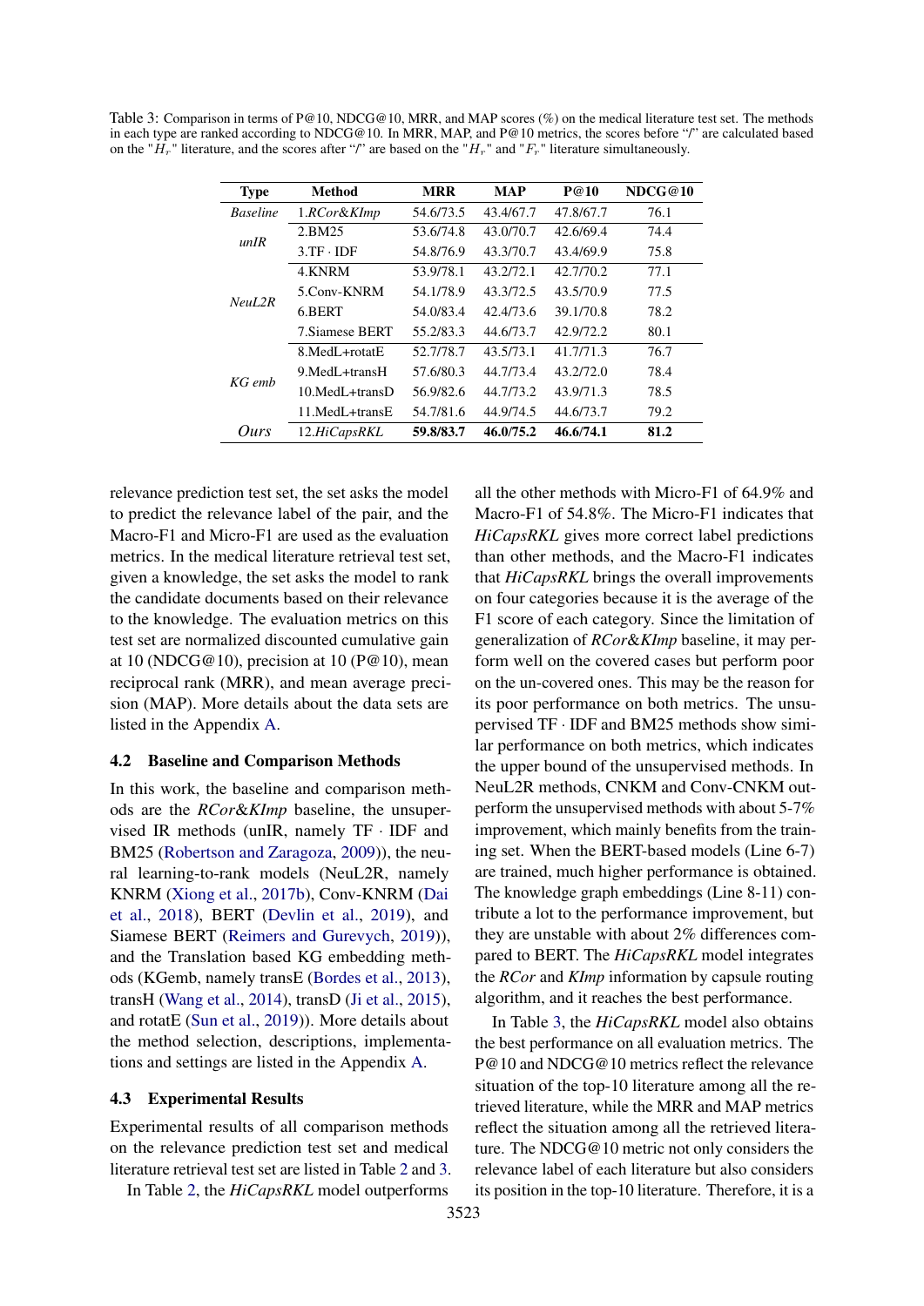Table 3: Comparison in terms of P@10, NDCG@10, MRR, and MAP scores (%) on the medical literature test set. The methods in each type are ranked according to NDCG@10. In MRR, MAP, and P@10 metrics, the scores before "/" are calculated based on the "$H_r$" literature, and the scores after "/" are based on the "$H_r$" and "$F_r$" literature simultaneously.

| Type | Method | MRR | MAP | P@10 | NDCG@10 |
|---|---|---|---|---|---|
| *Baseline* | 1.*RCor&KImp* | 54.6/73.5 | 43.4/67.7 | 47.8/67.7 | 76.1 |
| *unIR* | 2.BM25 | 53.6/74.8 | 43.0/70.7 | 42.6/69.4 | 74.4 |
| | 3.TF · IDF | 54.8/76.9 | 43.3/70.7 | 43.4/69.9 | 75.8 |
| *NeuL2R* | 4.KNRM | 53.9/78.1 | 43.2/72.1 | 42.7/70.2 | 77.1 |
| | 5.Conv-KNRM | 54.1/78.9 | 43.3/72.5 | 43.5/70.9 | 77.5 |
| | 6.BERT | 54.0/83.4 | 42.4/73.6 | 39.1/70.8 | 78.2 |
| | 7.Siamese BERT | 55.2/83.3 | 44.6/73.7 | 42.9/72.2 | 80.1 |
| *KG emb* | 8.MedL+rotatE | 52.7/78.7 | 43.5/73.1 | 41.7/71.3 | 76.7 |
| | 9.MedL+transH | 57.6/80.3 | 44.7/73.4 | 43.2/72.0 | 78.4 |
| | 10.MedL+transD | 56.9/82.6 | 44.7/73.2 | 43.9/71.3 | 78.5 |
| | 11.MedL+transE | 54.7/81.6 | 44.9/74.5 | 44.6/73.7 | 79.2 |
| *Ours* | 12.*HiCapsRKL* | **59.8/83.7** | **46.0/75.2** | **46.6/74.1** | **81.2** |

relevance prediction test set, the set asks the model to predict the relevance label of the pair, and the Macro-F1 and Micro-F1 are used as the evaluation metrics. In the medical literature retrieval test set, given a knowledge, the set asks the model to rank the candidate documents based on their relevance to the knowledge. The evaluation metrics on this test set are normalized discounted cumulative gain at 10 (NDCG@10), precision at 10 (P@10), mean reciprocal rank (MRR), and mean average precision (MAP). More details about the data sets are listed in the Appendix A.

## 4.2 Baseline and Comparison Methods

In this work, the baseline and comparison methods are the *RCor&KImp* baseline, the unsupervised IR methods (unIR, namely TF · IDF and BM25 (Robertson and Zaragoza, 2009)), the neural learning-to-rank models (NeuL2R, namely KNRM (Xiong et al., 2017b), Conv-KNRM (Dai et al., 2018), BERT (Devlin et al., 2019), and Siamese BERT (Reimers and Gurevych, 2019)), and the Translation based KG embedding methods (KGemb, namely transE (Bordes et al., 2013), transH (Wang et al., 2014), transD (Ji et al., 2015), and rotatE (Sun et al., 2019)). More details about the method selection, descriptions, implementations and settings are listed in the Appendix A.

## 4.3 Experimental Results

Experimental results of all comparison methods on the relevance prediction test set and medical literature retrieval test set are listed in Table 2 and 3.

In Table 2, the *HiCapsRKL* model outperforms all the other methods with Micro-F1 of 64.9% and Macro-F1 of 54.8%. The Micro-F1 indicates that *HiCapsRKL* gives more correct label predictions than other methods, and the Macro-F1 indicates that *HiCapsRKL* brings the overall improvements on four categories because it is the average of the F1 score of each category. Since the limitation of generalization of *RCor&KImp* baseline, it may perform well on the covered cases but perform poor on the un-covered ones. This may be the reason for its poor performance on both metrics. The unsupervised TF · IDF and BM25 methods show similar performance on both metrics, which indicates the upper bound of the unsupervised methods. In NeuL2R methods, CNKM and Conv-CNKM outperform the unsupervised methods with about 5-7% improvement, which mainly benefits from the training set. When the BERT-based models (Line 6-7) are trained, much higher performance is obtained. The knowledge graph embeddings (Line 8-11) contribute a lot to the performance improvement, but they are unstable with about 2% differences compared to BERT. The *HiCapsRKL* model integrates the *RCor* and *KImp* information by capsule routing algorithm, and it reaches the best performance.

In Table 3, the *HiCapsRKL* model also obtains the best performance on all evaluation metrics. The P@10 and NDCG@10 metrics reflect the relevance situation of the top-10 literature among all the retrieved literature, while the MRR and MAP metrics reflect the situation among all the retrieved literature. The NDCG@10 metric not only considers the relevance label of each literature but also considers its position in the top-10 literature. Therefore, it is a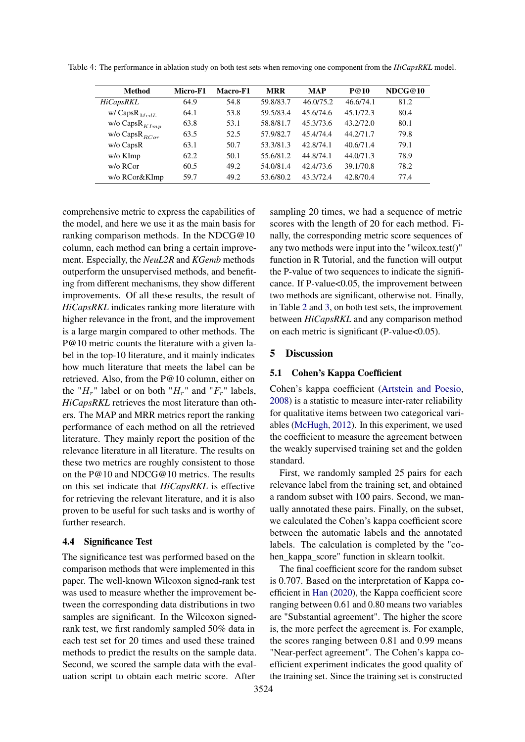Table 4: The performance in ablation study on both test sets when removing one component from the *HiCapsRKL* model.

| Method | Micro-F1 | Macro-F1 | MRR | MAP | P@10 | NDCG@10 |
|---|---|---|---|---|---|---|
| *HiCapsRKL* | 64.9 | 54.8 | 59.8/83.7 | 46.0/75.2 | 46.6/74.1 | 81.2 |
| w/ $\text{CapsR}_{MedL}$ | 64.1 | 53.8 | 59.5/83.4 | 45.6/74.6 | 45.1/72.3 | 80.4 |
| w/o $\text{CapsR}_{KImp}$ | 63.8 | 53.1 | 58.8/81.7 | 45.3/73.6 | 43.2/72.0 | 80.1 |
| w/o $\text{CapsR}_{RCor}$ | 63.5 | 52.5 | 57.9/82.7 | 45.4/74.4 | 44.2/71.7 | 79.8 |
| w/o CapsR | 63.1 | 50.7 | 53.3/81.3 | 42.8/74.1 | 40.6/71.4 | 79.1 |
| w/o KImp | 62.2 | 50.1 | 55.6/81.2 | 44.8/74.1 | 44.0/71.3 | 78.9 |
| w/o RCor | 60.5 | 49.2 | 54.0/81.4 | 42.4/73.6 | 39.1/70.8 | 78.2 |
| w/o RCor&KImp | 59.7 | 49.2 | 53.6/80.2 | 43.3/72.4 | 42.8/70.4 | 77.4 |

comprehensive metric to express the capabilities of the model, and here we use it as the main basis for ranking comparison methods. In the NDCG@10 column, each method can bring a certain improvement. Especially, the *NeuL2R* and *KGemb* methods outperform the unsupervised methods, and benefiting from different mechanisms, they show different improvements. Of all these results, the result of *HiCapsRKL* indicates ranking more literature with higher relevance in the front, and the improvement is a large margin compared to other methods. The P@10 metric counts the literature with a given label in the top-10 literature, and it mainly indicates how much literature that meets the label can be retrieved. Also, from the P@10 column, either on the "$H_r$" label or on both "$H_r$" and "$F_r$" labels, *HiCapsRKL* retrieves the most literature than others. The MAP and MRR metrics report the ranking performance of each method on all the retrieved literature. They mainly report the position of the relevance literature in all literature. The results on these two metrics are roughly consistent to those on the P@10 and NDCG@10 metrics. The results on this set indicate that *HiCapsRKL* is effective for retrieving the relevant literature, and it is also proven to be useful for such tasks and is worthy of further research.

### 4.4 Significance Test

The significance test was performed based on the comparison methods that were implemented in this paper. The well-known Wilcoxon signed-rank test was used to measure whether the improvement between the corresponding data distributions in two samples are significant. In the Wilcoxon signed-rank test, we first randomly sampled 50% data in each test set for 20 times and used these trained methods to predict the results on the sample data. Second, we scored the sample data with the evaluation script to obtain each metric score. After sampling 20 times, we had a sequence of metric scores with the length of 20 for each method. Finally, the corresponding metric score sequences of any two methods were input into the "wilcox.test()" function in R Tutorial, and the function will output the P-value of two sequences to indicate the significance. If P-value<0.05, the improvement between two methods are significant, otherwise not. Finally, in Table 2 and 3, on both test sets, the improvement between *HiCapsRKL* and any comparison method on each metric is significant (P-value<0.05).

## 5 Discussion

### 5.1 Cohen's Kappa Coefficient

Cohen's kappa coefficient (Artstein and Poesio, 2008) is a statistic to measure inter-rater reliability for qualitative items between two categorical variables (McHugh, 2012). In this experiment, we used the coefficient to measure the agreement between the weakly supervised training set and the golden standard.

First, we randomly sampled 25 pairs for each relevance label from the training set, and obtained a random subset with 100 pairs. Second, we manually annotated these pairs. Finally, on the subset, we calculated the Cohen's kappa coefficient score between the automatic labels and the annotated labels. The calculation is completed by the "cohen_kappa_score" function in sklearn toolkit.

The final coefficient score for the random subset is 0.707. Based on the interpretation of Kappa coefficient in Han (2020), the Kappa coefficient score ranging between 0.61 and 0.80 means two variables are "Substantial agreement". The higher the score is, the more perfect the agreement is. For example, the scores ranging between 0.81 and 0.99 means "Near-perfect agreement". The Cohen's kappa coefficient experiment indicates the good quality of the training set. Since the training set is constructed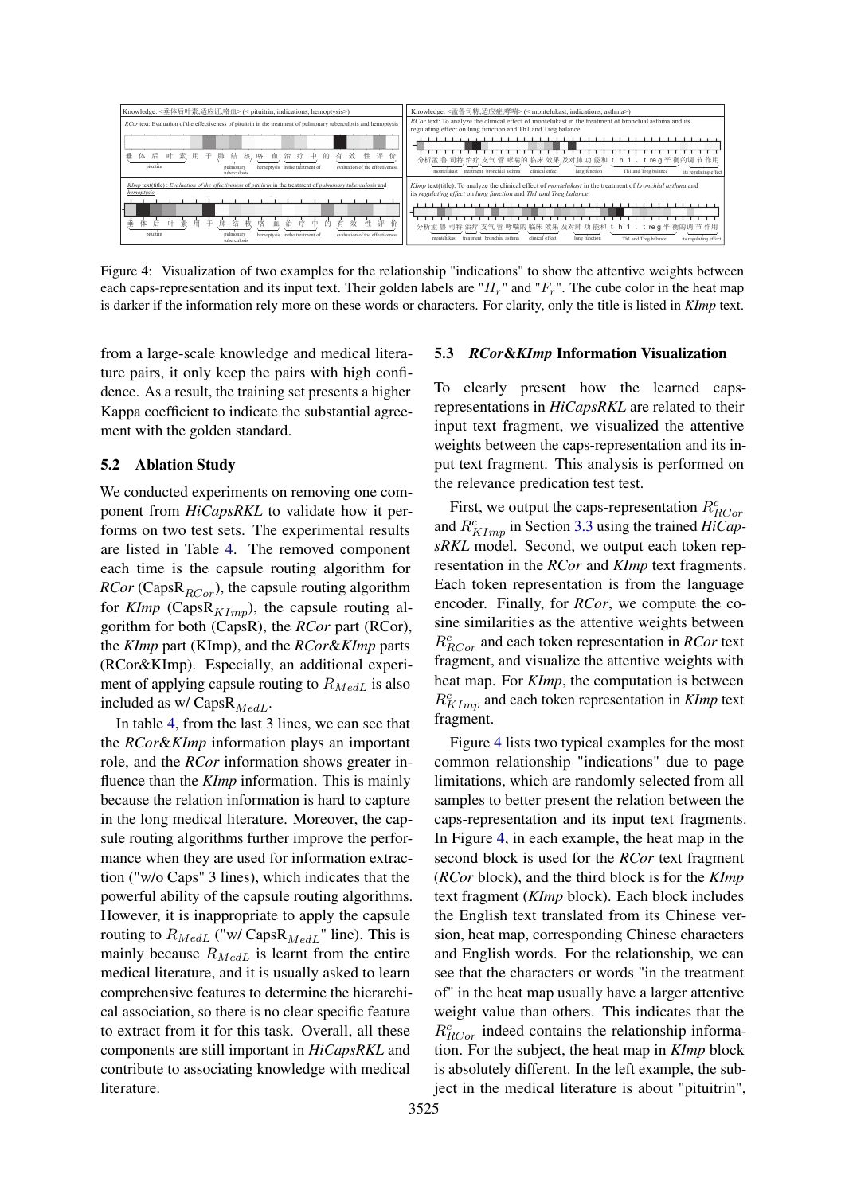Knowledge: <垂体后叶素,适应证,咯血> (<pituitrin, indications, hemoptysis>)

*RCor* text: Evaluation of the effectiveness of pituitrin in the treatment of pulmonary tuberculosis and hemoptysis

垂体后叶素用于肺结核咯血治疗中的有效性评价

*KImp* text(title): *Evaluation of the effectiveness of pituitrin in the treatment of pulmonary tuberculosis and hemoptysis*

Knowledge: <孟鲁司特,适应症,哮喘> (<montelukast, indications, asthma>)

*RCor* text: To analyze the clinical effect of montelukast in the treatment of bronchial asthma and its regulating effect on lung function and Th1 and Treg balance

分析孟鲁司特治疗支气管哮喘的临床效果及对肺功能和th1、treg平衡的调节作用

*KImp* text(title): To analyze the clinical effect of *montelukast* in the treatment of *bronchial asthma* and its *regulating effect* on *lung function* and *Th1 and Treg balance*

Figure 4: Visualization of two examples for the relationship "indications" to show the attentive weights between each caps-representation and its input text. Their golden labels are "$H_r$" and "$F_r$". The cube color in the heat map is darker if the information rely more on these words or characters. For clarity, only the title is listed in *KImp* text.

from a large-scale knowledge and medical literature pairs, it only keep the pairs with high confidence. As a result, the training set presents a higher Kappa coefficient to indicate the substantial agreement with the golden standard.

## 5.2 Ablation Study

We conducted experiments on removing one component from ***HiCapsRKL*** to validate how it performs on two test sets. The experimental results are listed in Table 4. The removed component each time is the capsule routing algorithm for ***RCor*** (CapsR$_{RCor}$), the capsule routing algorithm for ***KImp*** (CapsR$_{KImp}$), the capsule routing algorithm for both (CapsR), the ***RCor*** part (RCor), the ***KImp*** part (KImp), and the ***RCor&KImp*** parts (RCor&KImp). Especially, an additional experiment of applying capsule routing to $R_{MedL}$ is also included as w/ CapsR$_{MedL}$.

In table 4, from the last 3 lines, we can see that the ***RCor&KImp*** information plays an important role, and the ***RCor*** information shows greater influence than the ***KImp*** information. This is mainly because the relation information is hard to capture in the long medical literature. Moreover, the capsule routing algorithms further improve the performance when they are used for information extraction ("w/o Caps" 3 lines), which indicates that the powerful ability of the capsule routing algorithms. However, it is inappropriate to apply the capsule routing to $R_{MedL}$ ("w/ CapsR$_{MedL}$" line). This is mainly because $R_{MedL}$ is learnt from the entire medical literature, and it is usually asked to learn comprehensive features to determine the hierarchical association, so there is no clear specific feature to extract from it for this task. Overall, all these components are still important in ***HiCapsRKL*** and contribute to associating knowledge with medical literature.

## 5.3 *RCor&KImp* Information Visualization

To clearly present how the learned caps-representations in ***HiCapsRKL*** are related to their input text fragment, we visualized the attentive weights between the caps-representation and its input text fragment. This analysis is performed on the relevance prediction test test.

First, we output the caps-representation $R^c_{RCor}$ and $R^c_{KImp}$ in Section 3.3 using the trained ***HiCapsRKL*** model. Second, we output each token representation in the ***RCor*** and ***KImp*** text fragments. Each token representation is from the language encoder. Finally, for ***RCor***, we compute the cosine similarities as the attentive weights between $R^c_{RCor}$ and each token representation in ***RCor*** text fragment, and visualize the attentive weights with heat map. For ***KImp***, the computation is between $R^c_{KImp}$ and each token representation in ***KImp*** text fragment.

Figure 4 lists two typical examples for the most common relationship "indications" due to page limitations, which are randomly selected from all samples to better present the relation between the caps-representation and its input text fragments. In Figure 4, in each example, the heat map in the second block is used for the ***RCor*** text fragment (***RCor*** block), and the third block is for the ***KImp*** text fragment (***KImp*** block). Each block includes the English text translated from its Chinese version, heat map, corresponding Chinese characters and English words. For the relationship, we can see that the characters or words "in the treatment of" in the heat map usually have a larger attentive weight value than others. This indicates that the $R^c_{RCor}$ indeed contains the relationship information. For the subject, the heat map in ***KImp*** block is absolutely different. In the left example, the subject in the medical literature is about "pituitrin",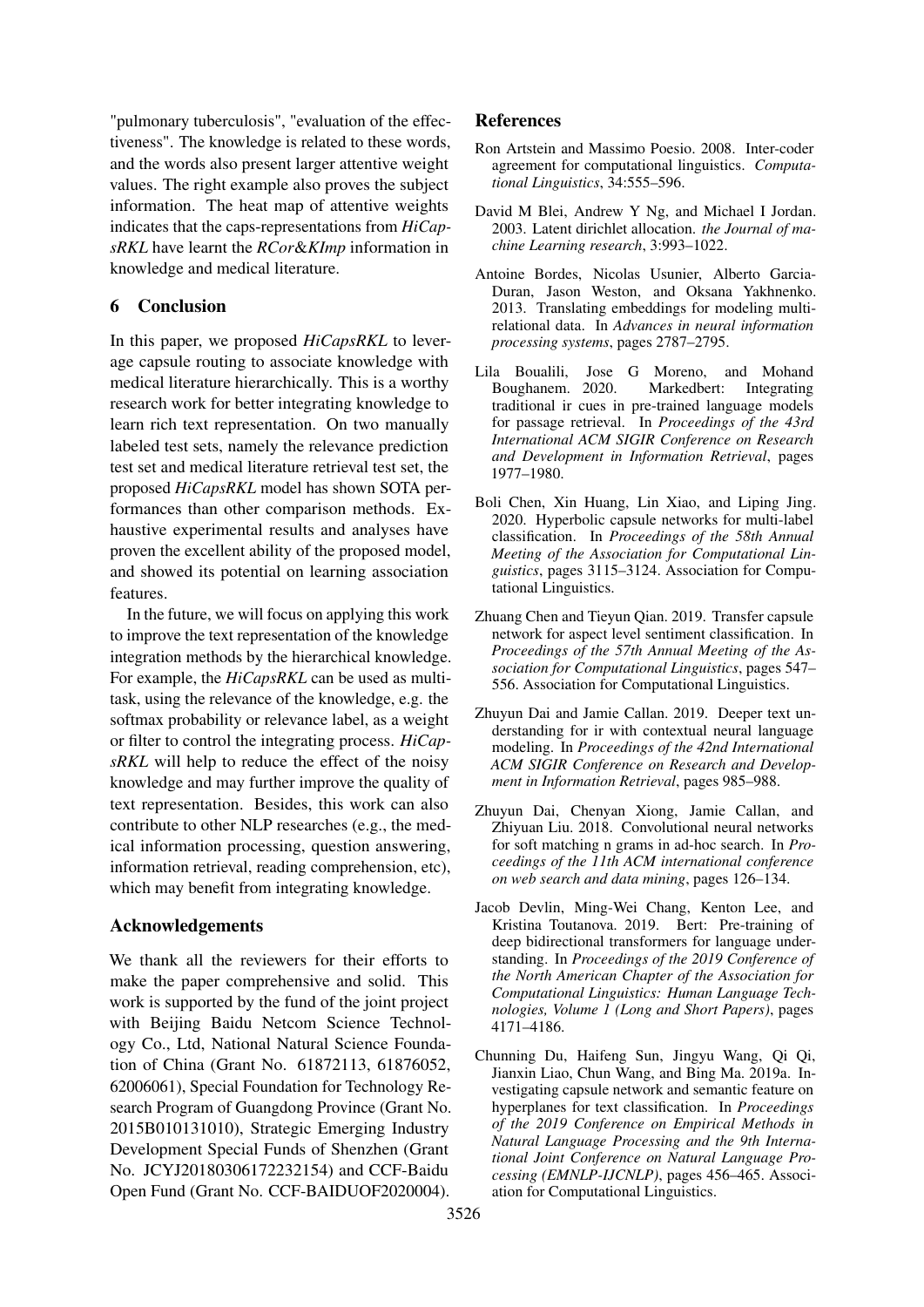"pulmonary tuberculosis", "evaluation of the effectiveness". The knowledge is related to these words, and the words also present larger attentive weight values. The right example also proves the subject information. The heat map of attentive weights indicates that the caps-representations from *HiCapsRKL* have learnt the *RCor&KImp* information in knowledge and medical literature.

## 6 Conclusion

In this paper, we proposed *HiCapsRKL* to leverage capsule routing to associate knowledge with medical literature hierarchically. This is a worthy research work for better integrating knowledge to learn rich text representation. On two manually labeled test sets, namely the relevance prediction test set and medical literature retrieval test set, the proposed *HiCapsRKL* model has shown SOTA performances than other comparison methods. Exhaustive experimental results and analyses have proven the excellent ability of the proposed model, and showed its potential on learning association features.

In the future, we will focus on applying this work to improve the text representation of the knowledge integration methods by the hierarchical knowledge. For example, the *HiCapsRKL* can be used as multitask, using the relevance of the knowledge, e.g. the softmax probability or relevance label, as a weight or filter to control the integrating process. *HiCapsRKL* will help to reduce the effect of the noisy knowledge and may further improve the quality of text representation. Besides, this work can also contribute to other NLP researches (e.g., the medical information processing, question answering, information retrieval, reading comprehension, etc), which may benefit from integrating knowledge.

## Acknowledgements

We thank all the reviewers for their efforts to make the paper comprehensive and solid. This work is supported by the fund of the joint project with Beijing Baidu Netcom Science Technology Co., Ltd, National Natural Science Foundation of China (Grant No. 61872113, 61876052, 62006061), Special Foundation for Technology Research Program of Guangdong Province (Grant No. 2015B010131010), Strategic Emerging Industry Development Special Funds of Shenzhen (Grant No. JCYJ20180306172232154) and CCF-Baidu Open Fund (Grant No. CCF-BAIDUOF2020004).

## References

Ron Artstein and Massimo Poesio. 2008. Inter-coder agreement for computational linguistics. *Computational Linguistics*, 34:555–596.

David M Blei, Andrew Y Ng, and Michael I Jordan. 2003. Latent dirichlet allocation. *the Journal of machine Learning research*, 3:993–1022.

Antoine Bordes, Nicolas Usunier, Alberto Garcia-Duran, Jason Weston, and Oksana Yakhnenko. 2013. Translating embeddings for modeling multi-relational data. In *Advances in neural information processing systems*, pages 2787–2795.

Lila Boualili, Jose G Moreno, and Mohand Boughanem. 2020. Markedbert: Integrating traditional ir cues in pre-trained language models for passage retrieval. In *Proceedings of the 43rd International ACM SIGIR Conference on Research and Development in Information Retrieval*, pages 1977–1980.

Boli Chen, Xin Huang, Lin Xiao, and Liping Jing. 2020. Hyperbolic capsule networks for multi-label classification. In *Proceedings of the 58th Annual Meeting of the Association for Computational Linguistics*, pages 3115–3124. Association for Computational Linguistics.

Zhuang Chen and Tieyun Qian. 2019. Transfer capsule network for aspect level sentiment classification. In *Proceedings of the 57th Annual Meeting of the Association for Computational Linguistics*, pages 547–556. Association for Computational Linguistics.

Zhuyun Dai and Jamie Callan. 2019. Deeper text understanding for ir with contextual neural language modeling. In *Proceedings of the 42nd International ACM SIGIR Conference on Research and Development in Information Retrieval*, pages 985–988.

Zhuyun Dai, Chenyan Xiong, Jamie Callan, and Zhiyuan Liu. 2018. Convolutional neural networks for soft matching n grams in ad-hoc search. In *Proceedings of the 11th ACM international conference on web search and data mining*, pages 126–134.

Jacob Devlin, Ming-Wei Chang, Kenton Lee, and Kristina Toutanova. 2019. Bert: Pre-training of deep bidirectional transformers for language understanding. In *Proceedings of the 2019 Conference of the North American Chapter of the Association for Computational Linguistics: Human Language Technologies, Volume 1 (Long and Short Papers)*, pages 4171–4186.

Chunning Du, Haifeng Sun, Jingyu Wang, Qi Qi, Jianxin Liao, Chun Wang, and Bing Ma. 2019a. Investigating capsule network and semantic feature on hyperplanes for text classification. In *Proceedings of the 2019 Conference on Empirical Methods in Natural Language Processing and the 9th International Joint Conference on Natural Language Processing (EMNLP-IJCNLP)*, pages 456–465. Association for Computational Linguistics.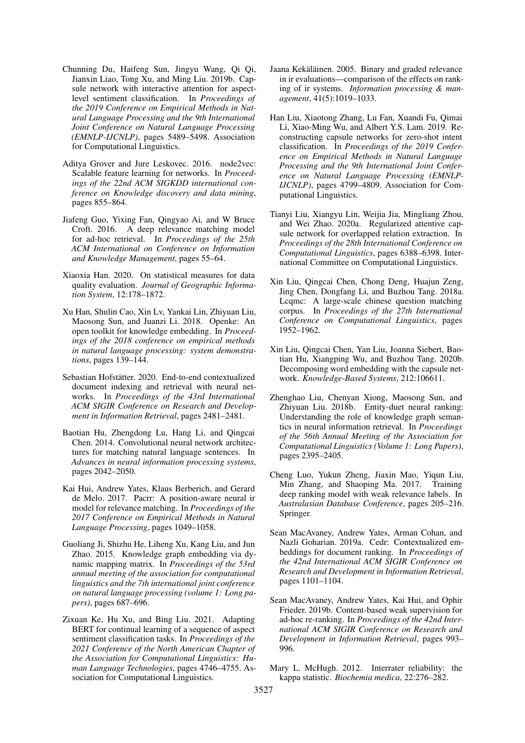Chunning Du, Haifeng Sun, Jingyu Wang, Qi Qi, Jianxin Liao, Tong Xu, and Ming Liu. 2019b. Capsule network with interactive attention for aspect-level sentiment classification. In *Proceedings of the 2019 Conference on Empirical Methods in Natural Language Processing and the 9th International Joint Conference on Natural Language Processing (EMNLP-IJCNLP)*, pages 5489–5498. Association for Computational Linguistics.

Aditya Grover and Jure Leskovec. 2016. node2vec: Scalable feature learning for networks. In *Proceedings of the 22nd ACM SIGKDD international conference on Knowledge discovery and data mining*, pages 855–864.

Jiafeng Guo, Yixing Fan, Qingyao Ai, and W Bruce Croft. 2016. A deep relevance matching model for ad-hoc retrieval. In *Proceedings of the 25th ACM International on Conference on Information and Knowledge Management*, pages 55–64.

Xiaoxia Han. 2020. On statistical measures for data quality evaluation. *Journal of Geographic Information System*, 12:178–1872.

Xu Han, Shulin Cao, Xin Lv, Yankai Lin, Zhiyuan Liu, Maosong Sun, and Juanzi Li. 2018. Openke: An open toolkit for knowledge embedding. In *Proceedings of the 2018 conference on empirical methods in natural language processing: system demonstrations*, pages 139–144.

Sebastian Hofstätter. 2020. End-to-end contextualized document indexing and retrieval with neural networks. In *Proceedings of the 43rd International ACM SIGIR Conference on Research and Development in Information Retrieval*, pages 2481–2481.

Baotian Hu, Zhengdong Lu, Hang Li, and Qingcai Chen. 2014. Convolutional neural network architectures for matching natural language sentences. In *Advances in neural information processing systems*, pages 2042–2050.

Kai Hui, Andrew Yates, Klaus Berberich, and Gerard de Melo. 2017. Pacrr: A position-aware neural ir model for relevance matching. In *Proceedings of the 2017 Conference on Empirical Methods in Natural Language Processing*, pages 1049–1058.

Guoliang Ji, Shizhu He, Liheng Xu, Kang Liu, and Jun Zhao. 2015. Knowledge graph embedding via dynamic mapping matrix. In *Proceedings of the 53rd annual meeting of the association for computational linguistics and the 7th international joint conference on natural language processing (volume 1: Long papers)*, pages 687–696.

Zixuan Ke, Hu Xu, and Bing Liu. 2021. Adapting BERT for continual learning of a sequence of aspect sentiment classification tasks. In *Proceedings of the 2021 Conference of the North American Chapter of the Association for Computational Linguistics: Human Language Technologies*, pages 4746–4755. Association for Computational Linguistics.

Jaana Kekäläinen. 2005. Binary and graded relevance in ir evaluations—comparison of the effects on ranking of ir systems. *Information processing & management*, 41(5):1019–1033.

Han Liu, Xiaotong Zhang, Lu Fan, Xuandi Fu, Qimai Li, Xiao-Ming Wu, and Albert Y.S. Lam. 2019. Reconstructing capsule networks for zero-shot intent classification. In *Proceedings of the 2019 Conference on Empirical Methods in Natural Language Processing and the 9th International Joint Conference on Natural Language Processing (EMNLP-IJCNLP)*, pages 4799–4809. Association for Computational Linguistics.

Tianyi Liu, Xiangyu Lin, Weijia Jia, Mingliang Zhou, and Wei Zhao. 2020a. Regularized attentive capsule network for overlapped relation extraction. In *Proceedings of the 28th International Conference on Computational Linguistics*, pages 6388–6398. International Committee on Computational Linguistics.

Xin Liu, Qingcai Chen, Chong Deng, Huajun Zeng, Jing Chen, Dongfang Li, and Buzhou Tang. 2018a. Lcqmc: A large-scale chinese question matching corpus. In *Proceedings of the 27th International Conference on Computational Linguistics*, pages 1952–1962.

Xin Liu, Qingcai Chen, Yan Liu, Joanna Siebert, Baotian Hu, Xiangping Wu, and Buzhou Tang. 2020b. Decomposing word embedding with the capsule network. *Knowledge-Based Systems*, 212:106611.

Zhenghao Liu, Chenyan Xiong, Maosong Sun, and Zhiyuan Liu. 2018b. Entity-duet neural ranking: Understanding the role of knowledge graph semantics in neural information retrieval. In *Proceedings of the 56th Annual Meeting of the Association for Computational Linguistics (Volume 1: Long Papers)*, pages 2395–2405.

Cheng Luo, Yukun Zheng, Jiaxin Mao, Yiqun Liu, Min Zhang, and Shaoping Ma. 2017. Training deep ranking model with weak relevance labels. In *Australasian Database Conference*, pages 205–216. Springer.

Sean MacAvaney, Andrew Yates, Arman Cohan, and Nazli Goharian. 2019a. Cedr: Contextualized embeddings for document ranking. In *Proceedings of the 42nd International ACM SIGIR Conference on Research and Development in Information Retrieval*, pages 1101–1104.

Sean MacAvaney, Andrew Yates, Kai Hui, and Ophir Frieder. 2019b. Content-based weak supervision for ad-hoc re-ranking. In *Proceedings of the 42nd International ACM SIGIR Conference on Research and Development in Information Retrieval*, pages 993–996.

Mary L. McHugh. 2012. Interrater reliability: the kappa statistic. *Biochemia medica*, 22:276–282.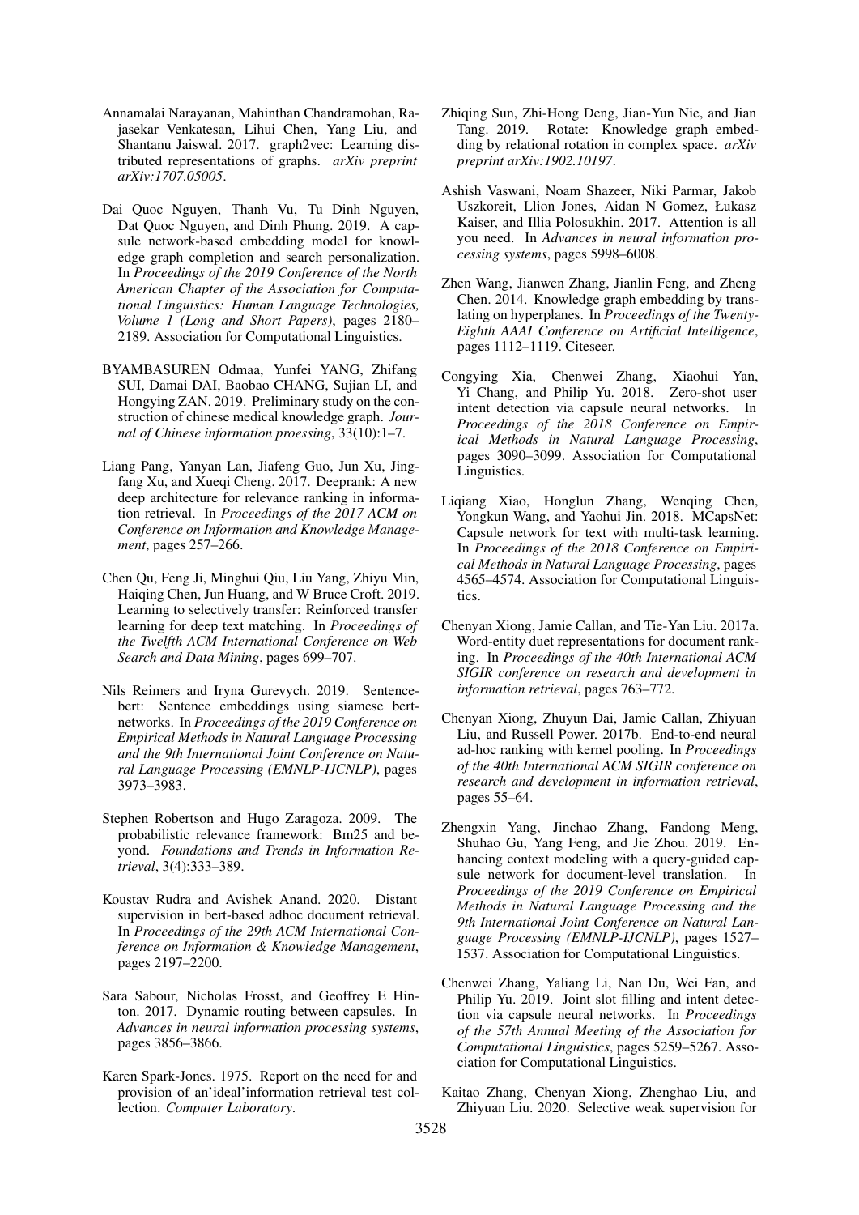Annamalai Narayanan, Mahinthan Chandramohan, Rajasekar Venkatesan, Lihui Chen, Yang Liu, and Shantanu Jaiswal. 2017. graph2vec: Learning distributed representations of graphs. *arXiv preprint arXiv:1707.05005*.

Dai Quoc Nguyen, Thanh Vu, Tu Dinh Nguyen, Dat Quoc Nguyen, and Dinh Phung. 2019. A capsule network-based embedding model for knowledge graph completion and search personalization. In *Proceedings of the 2019 Conference of the North American Chapter of the Association for Computational Linguistics: Human Language Technologies, Volume 1 (Long and Short Papers)*, pages 2180–2189. Association for Computational Linguistics.

BYAMBASUREN Odmaa, Yunfei YANG, Zhifang SUI, Damai DAI, Baobao CHANG, Sujian LI, and Hongying ZAN. 2019. Preliminary study on the construction of chinese medical knowledge graph. *Journal of Chinese information proessing*, 33(10):1–7.

Liang Pang, Yanyan Lan, Jiafeng Guo, Jun Xu, Jingfang Xu, and Xueqi Cheng. 2017. Deeprank: A new deep architecture for relevance ranking in information retrieval. In *Proceedings of the 2017 ACM on Conference on Information and Knowledge Management*, pages 257–266.

Chen Qu, Feng Ji, Minghui Qiu, Liu Yang, Zhiyu Min, Haiqing Chen, Jun Huang, and W Bruce Croft. 2019. Learning to selectively transfer: Reinforced transfer learning for deep text matching. In *Proceedings of the Twelfth ACM International Conference on Web Search and Data Mining*, pages 699–707.

Nils Reimers and Iryna Gurevych. 2019. Sentence-bert: Sentence embeddings using siamese bert-networks. In *Proceedings of the 2019 Conference on Empirical Methods in Natural Language Processing and the 9th International Joint Conference on Natural Language Processing (EMNLP-IJCNLP)*, pages 3973–3983.

Stephen Robertson and Hugo Zaragoza. 2009. The probabilistic relevance framework: Bm25 and beyond. *Foundations and Trends in Information Retrieval*, 3(4):333–389.

Koustav Rudra and Avishek Anand. 2020. Distant supervision in bert-based adhoc document retrieval. In *Proceedings of the 29th ACM International Conference on Information & Knowledge Management*, pages 2197–2200.

Sara Sabour, Nicholas Frosst, and Geoffrey E Hinton. 2017. Dynamic routing between capsules. In *Advances in neural information processing systems*, pages 3856–3866.

Karen Spark-Jones. 1975. Report on the need for and provision of an'ideal'information retrieval test collection. *Computer Laboratory*.

Zhiqing Sun, Zhi-Hong Deng, Jian-Yun Nie, and Jian Tang. 2019. Rotate: Knowledge graph embedding by relational rotation in complex space. *arXiv preprint arXiv:1902.10197*.

Ashish Vaswani, Noam Shazeer, Niki Parmar, Jakob Uszkoreit, Llion Jones, Aidan N Gomez, Łukasz Kaiser, and Illia Polosukhin. 2017. Attention is all you need. In *Advances in neural information processing systems*, pages 5998–6008.

Zhen Wang, Jianwen Zhang, Jianlin Feng, and Zheng Chen. 2014. Knowledge graph embedding by translating on hyperplanes. In *Proceedings of the Twenty-Eighth AAAI Conference on Artificial Intelligence*, pages 1112–1119. Citeseer.

Congying Xia, Chenwei Zhang, Xiaohui Yan, Yi Chang, and Philip Yu. 2018. Zero-shot user intent detection via capsule neural networks. In *Proceedings of the 2018 Conference on Empirical Methods in Natural Language Processing*, pages 3090–3099. Association for Computational Linguistics.

Liqiang Xiao, Honglun Zhang, Wenqing Chen, Yongkun Wang, and Yaohui Jin. 2018. MCapsNet: Capsule network for text with multi-task learning. In *Proceedings of the 2018 Conference on Empirical Methods in Natural Language Processing*, pages 4565–4574. Association for Computational Linguistics.

Chenyan Xiong, Jamie Callan, and Tie-Yan Liu. 2017a. Word-entity duet representations for document ranking. In *Proceedings of the 40th International ACM SIGIR conference on research and development in information retrieval*, pages 763–772.

Chenyan Xiong, Zhuyun Dai, Jamie Callan, Zhiyuan Liu, and Russell Power. 2017b. End-to-end neural ad-hoc ranking with kernel pooling. In *Proceedings of the 40th International ACM SIGIR conference on research and development in information retrieval*, pages 55–64.

Zhengxin Yang, Jinchao Zhang, Fandong Meng, Shuhao Gu, Yang Feng, and Jie Zhou. 2019. Enhancing context modeling with a query-guided capsule network for document-level translation. In *Proceedings of the 2019 Conference on Empirical Methods in Natural Language Processing and the 9th International Joint Conference on Natural Language Processing (EMNLP-IJCNLP)*, pages 1527–1537. Association for Computational Linguistics.

Chenwei Zhang, Yaliang Li, Nan Du, Wei Fan, and Philip Yu. 2019. Joint slot filling and intent detection via capsule neural networks. In *Proceedings of the 57th Annual Meeting of the Association for Computational Linguistics*, pages 5259–5267. Association for Computational Linguistics.

Kaitao Zhang, Chenyan Xiong, Zhenghao Liu, and Zhiyuan Liu. 2020. Selective weak supervision for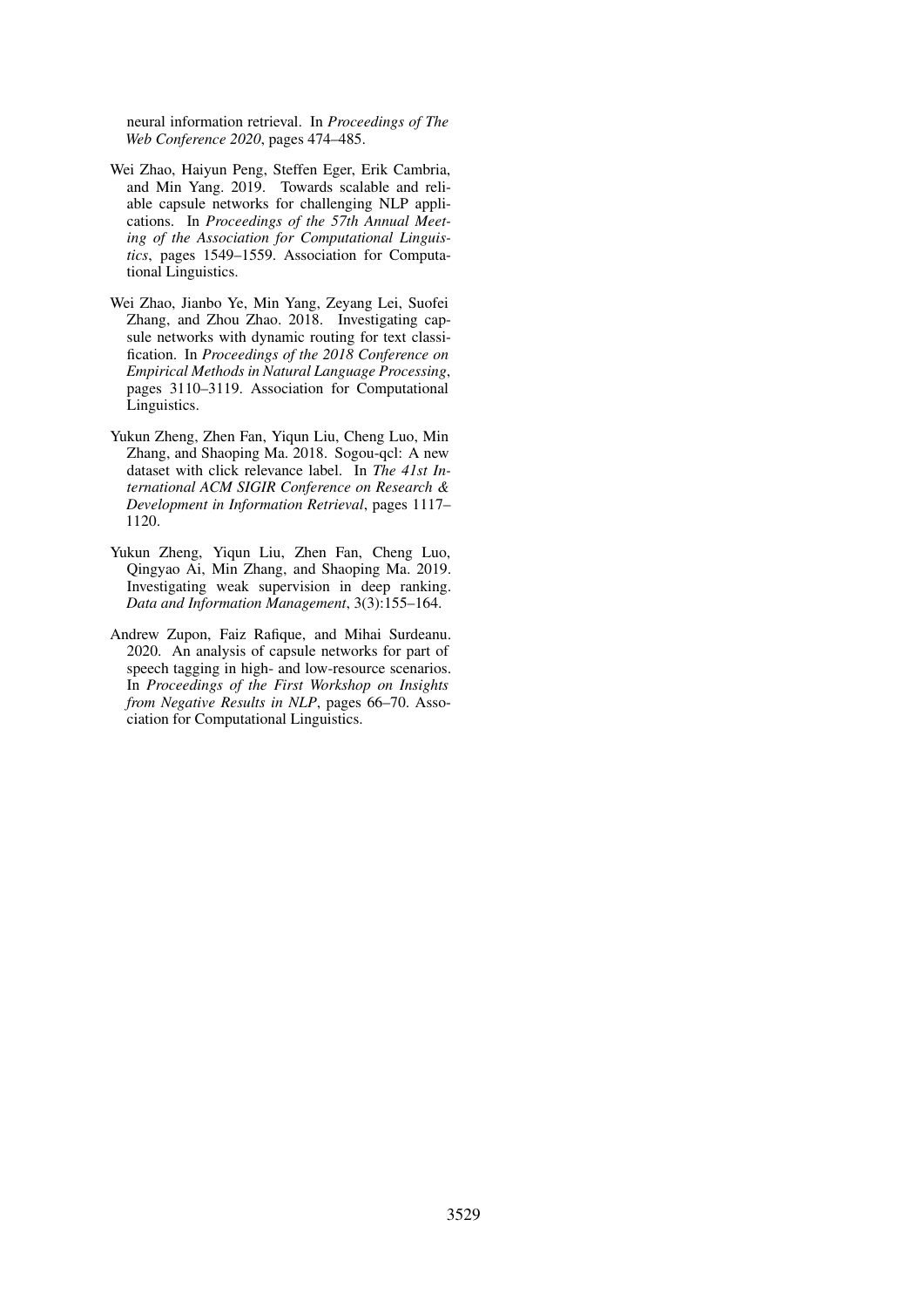neural information retrieval. In *Proceedings of The Web Conference 2020*, pages 474–485.

Wei Zhao, Haiyun Peng, Steffen Eger, Erik Cambria, and Min Yang. 2019. Towards scalable and reliable capsule networks for challenging NLP applications. In *Proceedings of the 57th Annual Meeting of the Association for Computational Linguistics*, pages 1549–1559. Association for Computational Linguistics.

Wei Zhao, Jianbo Ye, Min Yang, Zeyang Lei, Suofei Zhang, and Zhou Zhao. 2018. Investigating capsule networks with dynamic routing for text classification. In *Proceedings of the 2018 Conference on Empirical Methods in Natural Language Processing*, pages 3110–3119. Association for Computational Linguistics.

Yukun Zheng, Zhen Fan, Yiqun Liu, Cheng Luo, Min Zhang, and Shaoping Ma. 2018. Sogou-qcl: A new dataset with click relevance label. In *The 41st International ACM SIGIR Conference on Research & Development in Information Retrieval*, pages 1117–1120.

Yukun Zheng, Yiqun Liu, Zhen Fan, Cheng Luo, Qingyao Ai, Min Zhang, and Shaoping Ma. 2019. Investigating weak supervision in deep ranking. *Data and Information Management*, 3(3):155–164.

Andrew Zupon, Faiz Rafique, and Mihai Surdeanu. 2020. An analysis of capsule networks for part of speech tagging in high- and low-resource scenarios. In *Proceedings of the First Workshop on Insights from Negative Results in NLP*, pages 66–70. Association for Computational Linguistics.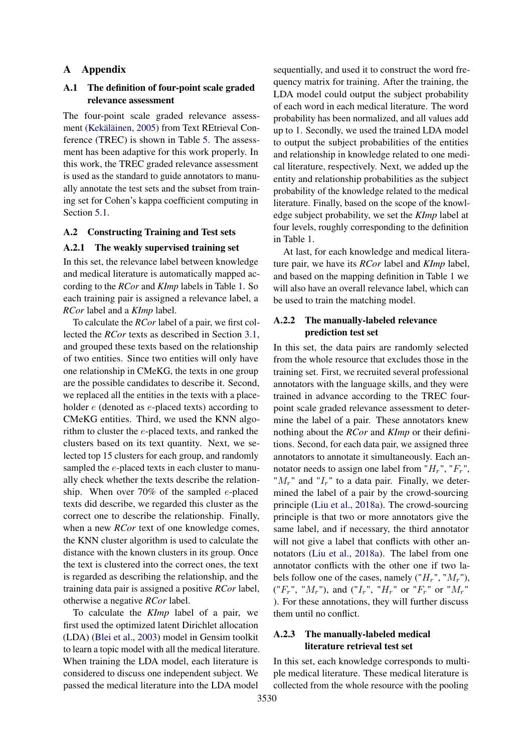# A Appendix

## A.1 The definition of four-point scale graded relevance assessment

The four-point scale graded relevance assessment (Kekäläinen, 2005) from Text REtrieval Conference (TREC) is shown in Table 5. The assessment has been adaptive for this work properly. In this work, the TREC graded relevance assessment is used as the standard to guide annotators to manually annotate the test sets and the subset from training set for Cohen's kappa coefficient computing in Section 5.1.

## A.2 Constructing Training and Test sets

### A.2.1 The weakly supervised training set

In this set, the relevance label between knowledge and medical literature is automatically mapped according to the *RCor* and *KImp* labels in Table 1. So each training pair is assigned a relevance label, a *RCor* label and a *KImp* label.

To calculate the *RCor* label of a pair, we first collected the *RCor* texts as described in Section 3.1, and grouped these texts based on the relationship of two entities. Since two entities will only have one relationship in CMeKG, the texts in one group are the possible candidates to describe it. Second, we replaced all the entities in the texts with a placeholder $e$ (denoted as $e$-placed texts) according to CMeKG entities. Third, we used the KNN algorithm to cluster the $e$-placed texts, and ranked the clusters based on its text quantity. Next, we selected top 15 clusters for each group, and randomly sampled the $e$-placed texts in each cluster to manually check whether the texts describe the relationship. When over 70% of the sampled $e$-placed texts did describe, we regarded this cluster as the correct one to describe the relationship. Finally, when a new *RCor* text of one knowledge comes, the KNN cluster algorithm is used to calculate the distance with the known clusters in its group. Once the text is clustered into the correct ones, the text is regarded as describing the relationship, and the training data pair is assigned a positive *RCor* label, otherwise a negative *RCor* label.

To calculate the *KImp* label of a pair, we first used the optimized latent Dirichlet allocation (LDA) (Blei et al., 2003) model in Gensim toolkit to learn a topic model with all the medical literature. When training the LDA model, each literature is considered to discuss one independent subject. We passed the medical literature into the LDA model sequentially, and used it to construct the word frequency matrix for training. After the training, the LDA model could output the subject probability of each word in each medical literature. The word probability has been normalized, and all values add up to 1. Secondly, we used the trained LDA model to output the subject probabilities of the entities and relationship in knowledge related to one medical literature, respectively. Next, we added up the entity and relationship probabilities as the subject probability of the knowledge related to the medical literature. Finally, based on the scope of the knowledge subject probability, we set the *KImp* label at four levels, roughly corresponding to the definition in Table 1.

At last, for each knowledge and medical literature pair, we have its *RCor* label and *KImp* label, and based on the mapping definition in Table 1 we will also have an overall relevance label, which can be used to train the matching model.

### A.2.2 The manually-labeled relevance prediction test set

In this set, the data pairs are randomly selected from the whole resource that excludes those in the training set. First, we recruited several professional annotators with the language skills, and they were trained in advance according to the TREC four-point scale graded relevance assessment to determine the label of a pair. These annotators knew nothing about the *RCor* and *KImp* or their definitions. Second, for each data pair, we assigned three annotators to annotate it simultaneously. Each annotator needs to assign one label from "$H_r$", "$F_r$", "$M_r$" and "$I_r$" to a data pair. Finally, we determined the label of a pair by the crowd-sourcing principle (Liu et al., 2018a). The crowd-sourcing principle is that two or more annotators give the same label, and if necessary, the third annotator will not give a label that conflicts with other annotators (Liu et al., 2018a). The label from one annotator conflicts with the other one if two labels follow one of the cases, namely ("$H_r$", "$M_r$"), ("$F_r$", "$M_r$"), and ("$I_r$", "$H_r$" or "$F_r$" or "$M_r$" ). For these annotations, they will further discuss them until no conflict.

### A.2.3 The manually-labeled medical literature retrieval test set

In this set, each knowledge corresponds to multiple medical literature. These medical literature is collected from the whole resource with the pooling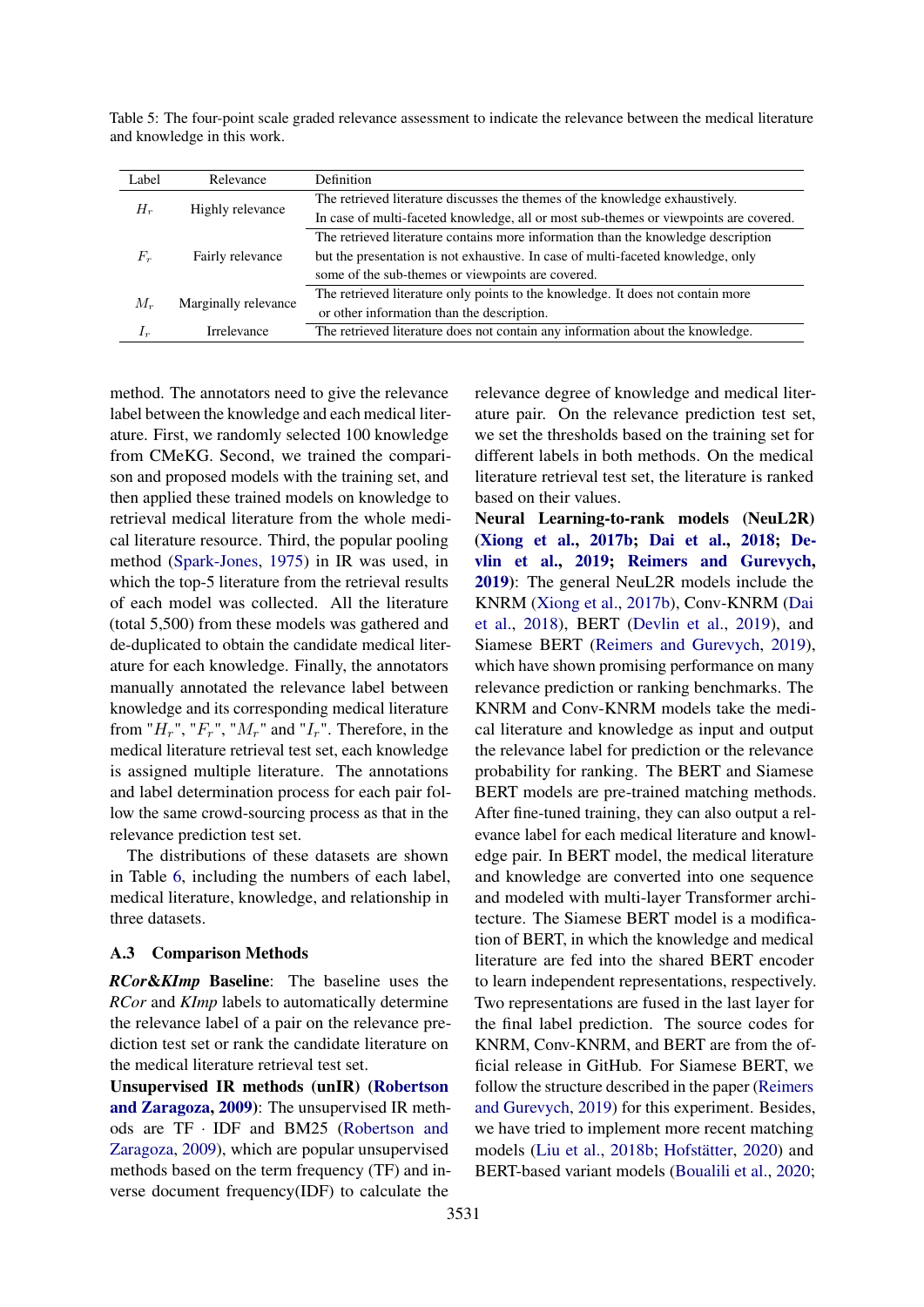Table 5: The four-point scale graded relevance assessment to indicate the relevance between the medical literature and knowledge in this work.

| Label | Relevance | Definition |
|---|---|---|
| $H_r$ | Highly relevance | The retrieved literature discusses the themes of the knowledge exhaustively. In case of multi-faceted knowledge, all or most sub-themes or viewpoints are covered. |
| $F_r$ | Fairly relevance | The retrieved literature contains more information than the knowledge description but the presentation is not exhaustive. In case of multi-faceted knowledge, only some of the sub-themes or viewpoints are covered. |
| $M_r$ | Marginally relevance | The retrieved literature only points to the knowledge. It does not contain more or other information than the description. |
| $I_r$ | Irrelevance | The retrieved literature does not contain any information about the knowledge. |

method. The annotators need to give the relevance label between the knowledge and each medical literature. First, we randomly selected 100 knowledge from CMeKG. Second, we trained the comparison and proposed models with the training set, and then applied these trained models on knowledge to retrieval medical literature from the whole medical literature resource. Third, the popular pooling method (Spark-Jones, 1975) in IR was used, in which the top-5 literature from the retrieval results of each model was collected. All the literature (total 5,500) from these models was gathered and de-duplicated to obtain the candidate medical literature for each knowledge. Finally, the annotators manually annotated the relevance label between knowledge and its corresponding medical literature from "$H_r$", "$F_r$", "$M_r$" and "$I_r$". Therefore, in the medical literature retrieval test set, each knowledge is assigned multiple literature. The annotations and label determination process for each pair follow the same crowd-sourcing process as that in the relevance prediction test set.

The distributions of these datasets are shown in Table 6, including the numbers of each label, medical literature, knowledge, and relationship in three datasets.

### A.3 Comparison Methods

***RCor&KImp* Baseline**: The baseline uses the *RCor* and *KImp* labels to automatically determine the relevance label of a pair on the relevance prediction test set or rank the candidate literature on the medical literature retrieval test set.

**Unsupervised IR methods (unIR) (Robertson and Zaragoza, 2009)**: The unsupervised IR methods are TF · IDF and BM25 (Robertson and Zaragoza, 2009), which are popular unsupervised methods based on the term frequency (TF) and inverse document frequency(IDF) to calculate the relevance degree of knowledge and medical literature pair. On the relevance prediction test set, we set the thresholds based on the training set for different labels in both methods. On the medical literature retrieval test set, the literature is ranked based on their values.

**Neural Learning-to-rank models (NeuL2R) (Xiong et al., 2017b; Dai et al., 2018; Devlin et al., 2019; Reimers and Gurevych, 2019)**: The general NeuL2R models include the KNRM (Xiong et al., 2017b), Conv-KNRM (Dai et al., 2018), BERT (Devlin et al., 2019), and Siamese BERT (Reimers and Gurevych, 2019), which have shown promising performance on many relevance prediction or ranking benchmarks. The KNRM and Conv-KNRM models take the medical literature and knowledge as input and output the relevance label for prediction or the relevance probability for ranking. The BERT and Siamese BERT models are pre-trained matching methods. After fine-tuned training, they can also output a relevance label for each medical literature and knowledge pair. In BERT model, the medical literature and knowledge are converted into one sequence and modeled with multi-layer Transformer architecture. The Siamese BERT model is a modification of BERT, in which the knowledge and medical literature are fed into the shared BERT encoder to learn independent representations, respectively. Two representations are fused in the last layer for the final label prediction. The source codes for KNRM, Conv-KNRM, and BERT are from the official release in GitHub. For Siamese BERT, we follow the structure described in the paper (Reimers and Gurevych, 2019) for this experiment. Besides, we have tried to implement more recent matching models (Liu et al., 2018b; Hofstätter, 2020) and BERT-based variant models (Boualili et al., 2020;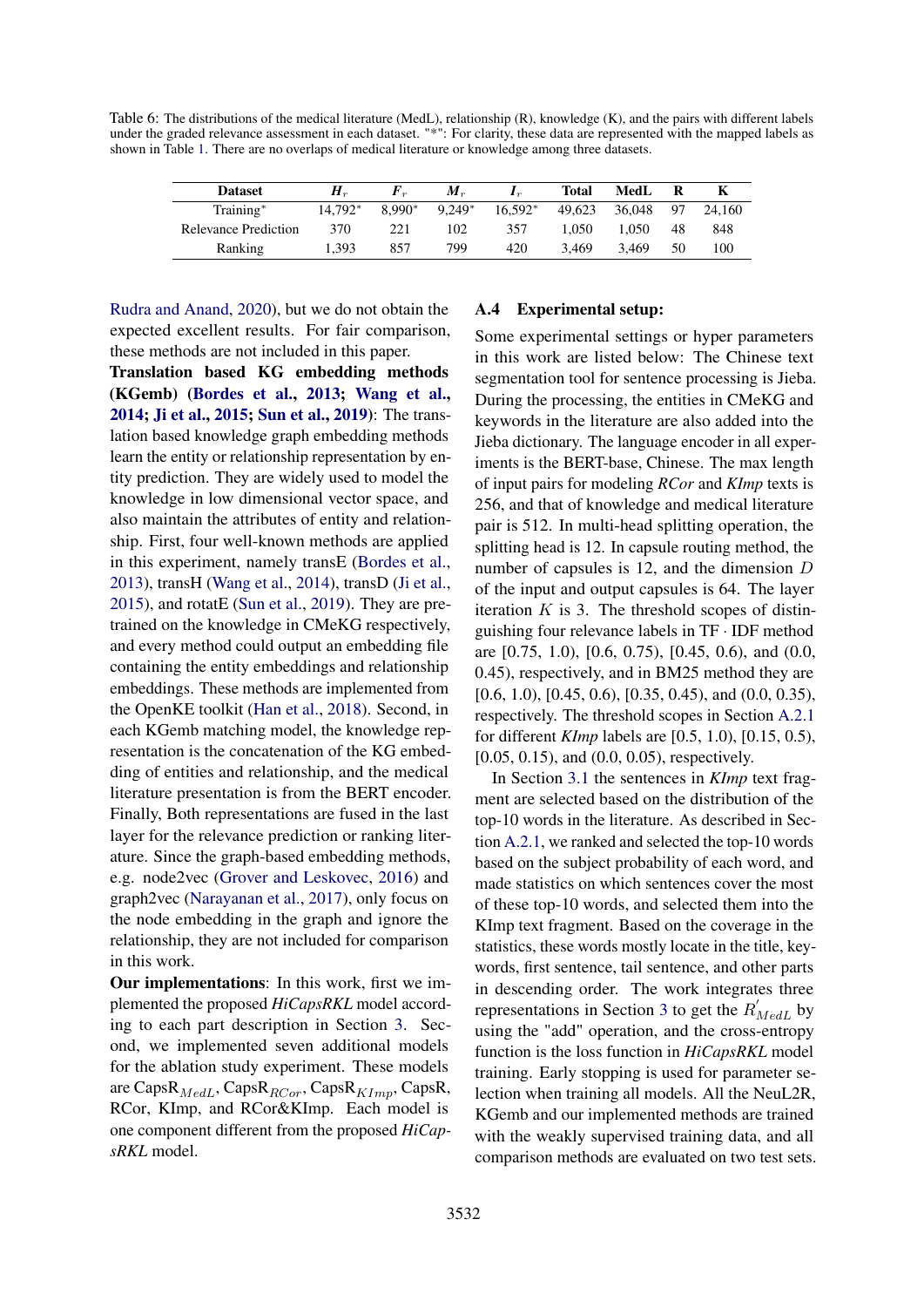Table 6: The distributions of the medical literature (MedL), relationship (R), knowledge (K), and the pairs with different labels under the graded relevance assessment in each dataset. "*": For clarity, these data are represented with the mapped labels as shown in Table 1. There are no overlaps of medical literature or knowledge among three datasets.

| Dataset | $H_r$ | $F_r$ | $M_r$ | $I_r$ | Total | MedL | R | K |
|---|---|---|---|---|---|---|---|---|
| Training* | 14,792* | 8,990* | 9,249* | 16,592* | 49,623 | 36,048 | 97 | 24,160 |
| Relevance Prediction | 370 | 221 | 102 | 357 | 1,050 | 1,050 | 48 | 848 |
| Ranking | 1,393 | 857 | 799 | 420 | 3,469 | 3,469 | 50 | 100 |

Rudra and Anand, 2020), but we do not obtain the expected excellent results. For fair comparison, these methods are not included in this paper.

**Translation based KG embedding methods (KGemb) (Bordes et al., 2013; Wang et al., 2014; Ji et al., 2015; Sun et al., 2019)**: The translation based knowledge graph embedding methods learn the entity or relationship representation by entity prediction. They are widely used to model the knowledge in low dimensional vector space, and also maintain the attributes of entity and relationship. First, four well-known methods are applied in this experiment, namely transE (Bordes et al., 2013), transH (Wang et al., 2014), transD (Ji et al., 2015), and rotatE (Sun et al., 2019). They are pretrained on the knowledge in CMeKG respectively, and every method could output an embedding file containing the entity embeddings and relationship embeddings. These methods are implemented from the OpenKE toolkit (Han et al., 2018). Second, in each KGemb matching model, the knowledge representation is the concatenation of the KG embedding of entities and relationship, and the medical literature presentation is from the BERT encoder. Finally, Both representations are fused in the last layer for the relevance prediction or ranking literature. Since the graph-based embedding methods, e.g. node2vec (Grover and Leskovec, 2016) and graph2vec (Narayanan et al., 2017), only focus on the node embedding in the graph and ignore the relationship, they are not included for comparison in this work.

**Our implementations**: In this work, first we implemented the proposed *HiCapsRKL* model according to each part description in Section 3. Second, we implemented seven additional models for the ablation study experiment. These models are CapsR$_{MedL}$, CapsR$_{RCor}$, CapsR$_{KImp}$, CapsR, RCor, KImp, and RCor&KImp. Each model is one component different from the proposed *HiCapsRKL* model.

### A.4 Experimental setup:

Some experimental settings or hyper parameters in this work are listed below: The Chinese text segmentation tool for sentence processing is Jieba. During the processing, the entities in CMeKG and keywords in the literature are also added into the Jieba dictionary. The language encoder in all experiments is the BERT-base, Chinese. The max length of input pairs for modeling *RCor* and *KImp* texts is 256, and that of knowledge and medical literature pair is 512. In multi-head splitting operation, the splitting head is 12. In capsule routing method, the number of capsules is 12, and the dimension $D$ of the input and output capsules is 64. The layer iteration $K$ is 3. The threshold scopes of distinguishing four relevance labels in TF · IDF method are [0.75, 1.0), [0.6, 0.75), [0.45, 0.6), and (0.0, 0.45), respectively, and in BM25 method they are [0.6, 1.0), [0.45, 0.6), [0.35, 0.45), and (0.0, 0.35), respectively. The threshold scopes in Section A.2.1 for different *KImp* labels are [0.5, 1.0), [0.15, 0.5), [0.05, 0.15), and (0.0, 0.05), respectively.

In Section 3.1 the sentences in *KImp* text fragment are selected based on the distribution of the top-10 words in the literature. As described in Section A.2.1, we ranked and selected the top-10 words based on the subject probability of each word, and made statistics on which sentences cover the most of these top-10 words, and selected them into the KImp text fragment. Based on the coverage in the statistics, these words mostly locate in the title, keywords, first sentence, tail sentence, and other parts in descending order. The work integrates three representations in Section 3 to get the $R^{'}_{MedL}$ by using the "add" operation, and the cross-entropy function is the loss function in *HiCapsRKL* model training. Early stopping is used for parameter selection when training all models. All the NeuL2R, KGemb and our implemented methods are trained with the weakly supervised training data, and all comparison methods are evaluated on two test sets.